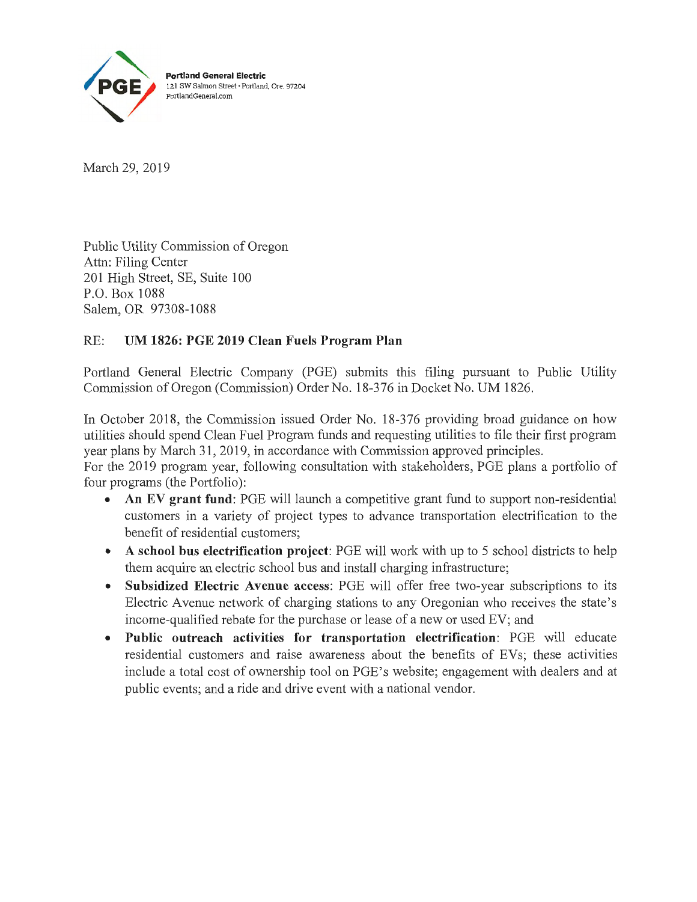**Portland General Electric**
121 SW Salmon Street • Portland, Ore. 97204
PortlandGeneral.com

March 29, 2019

Public Utility Commission of Oregon
Attn: Filing Center
201 High Street, SE, Suite 100
P.O. Box 1088
Salem, OR 97308-1088

RE: **UM 1826: PGE 2019 Clean Fuels Program Plan**

Portland General Electric Company (PGE) submits this filing pursuant to Public Utility Commission of Oregon (Commission) Order No. 18-376 in Docket No. UM 1826.

In October 2018, the Commission issued Order No. 18-376 providing broad guidance on how utilities should spend Clean Fuel Program funds and requesting utilities to file their first program year plans by March 31, 2019, in accordance with Commission approved principles.
For the 2019 program year, following consultation with stakeholders, PGE plans a portfolio of four programs (the Portfolio):

- **An EV grant fund**: PGE will launch a competitive grant fund to support non-residential customers in a variety of project types to advance transportation electrification to the benefit of residential customers;
- **A school bus electrification project**: PGE will work with up to 5 school districts to help them acquire an electric school bus and install charging infrastructure;
- **Subsidized Electric Avenue access**: PGE will offer free two-year subscriptions to its Electric Avenue network of charging stations to any Oregonian who receives the state's income-qualified rebate for the purchase or lease of a new or used EV; and
- **Public outreach activities for transportation electrification**: PGE will educate residential customers and raise awareness about the benefits of EVs; these activities include a total cost of ownership tool on PGE's website; engagement with dealers and at public events; and a ride and drive event with a national vendor.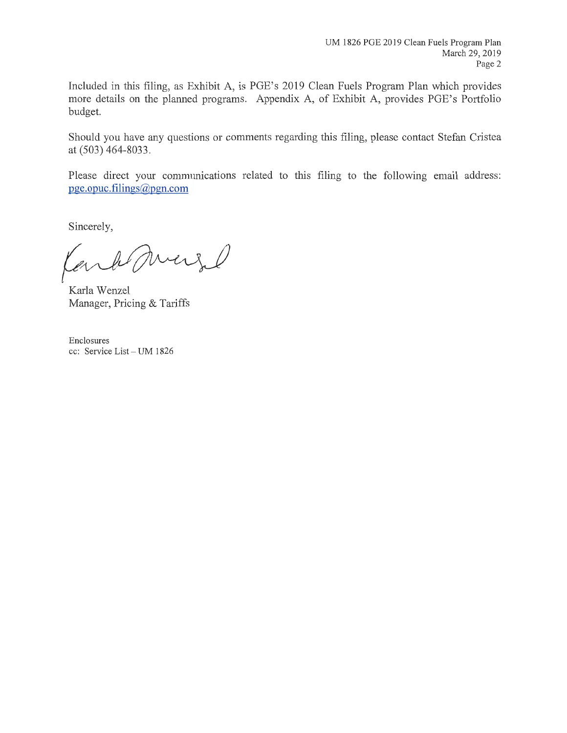Included in this filing, as Exhibit A, is PGE's 2019 Clean Fuels Program Plan which provides more details on the planned programs. Appendix A, of Exhibit A, provides PGE's Portfolio budget.

Should you have any questions or comments regarding this filing, please contact Stefan Cristea at (503) 464-8033.

Please direct your communications related to this filing to the following email address: pge.opuc.filings@pgn.com

Sincerely,

Karla Wenzel
Manager, Pricing & Tariffs

Enclosures
cc: Service List – UM 1826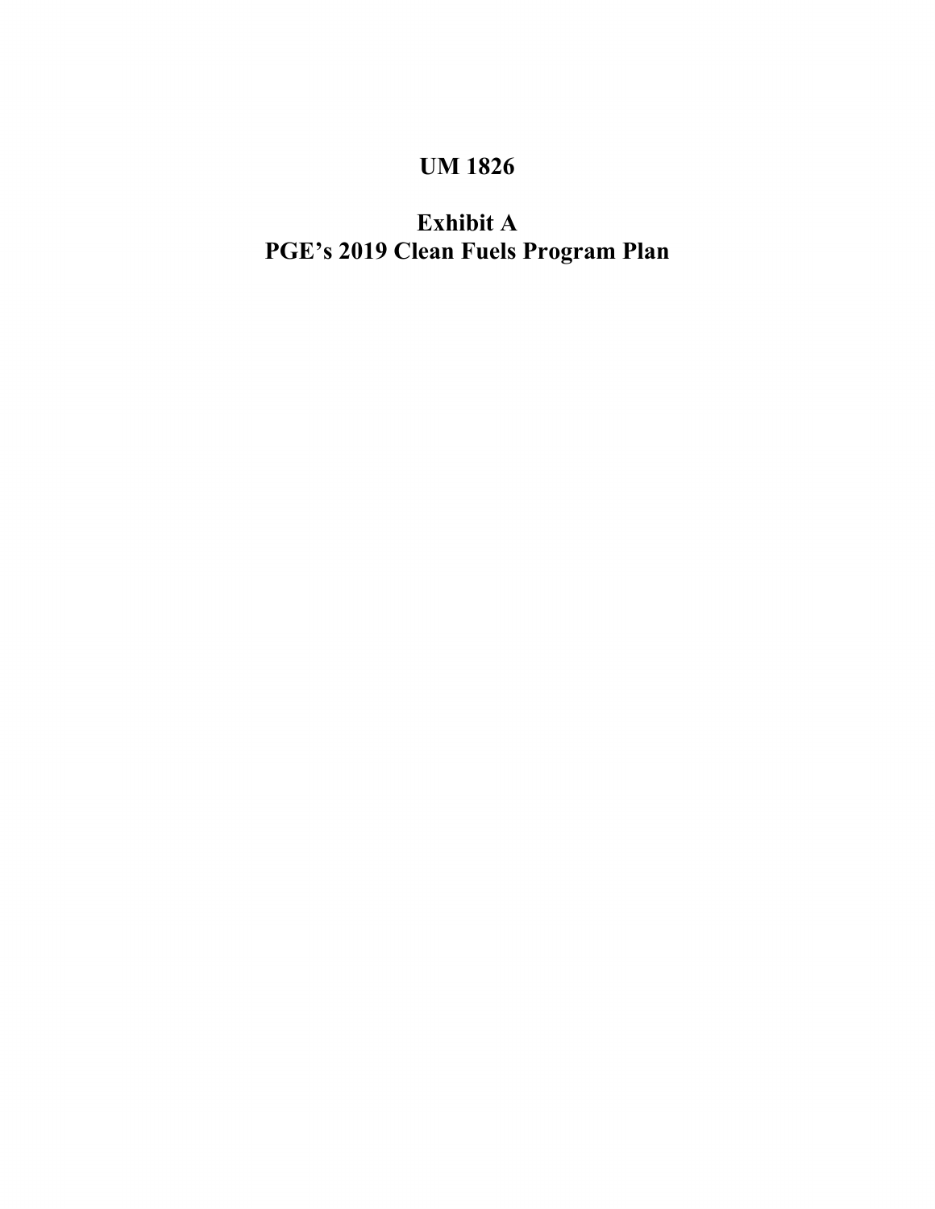# UM 1826

# Exhibit A
# PGE's 2019 Clean Fuels Program Plan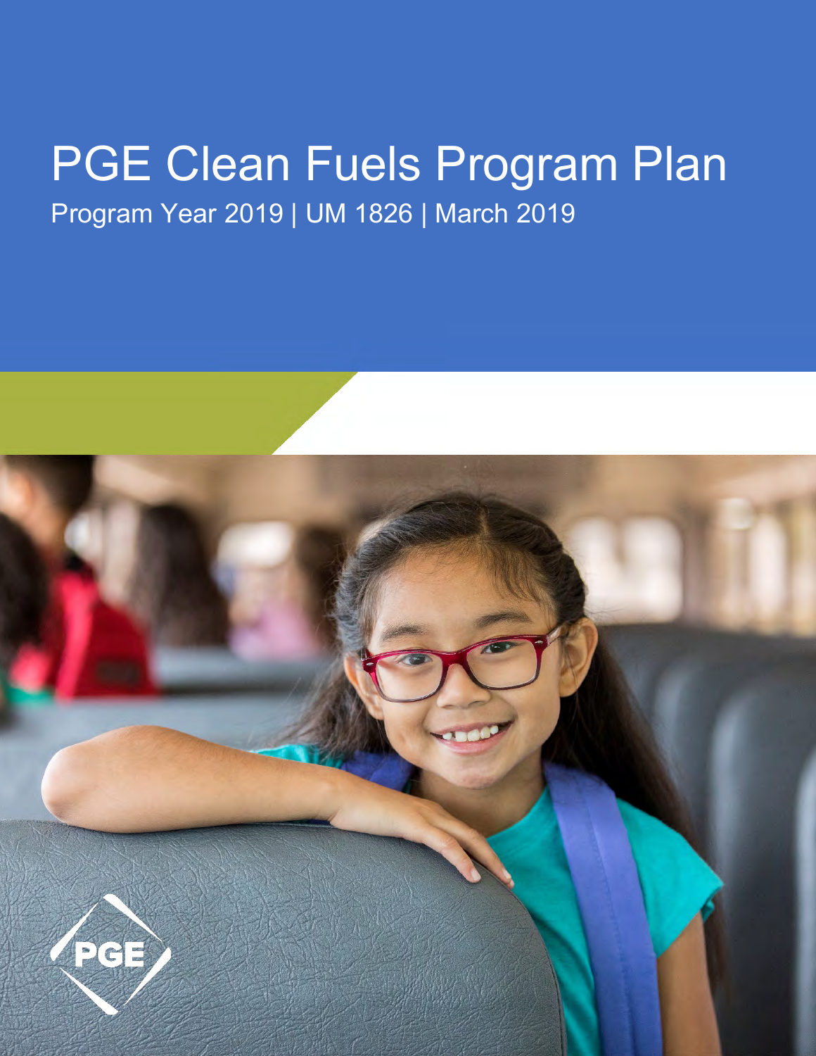# PGE Clean Fuels Program Plan

Program Year 2019 | UM 1826 | March 2019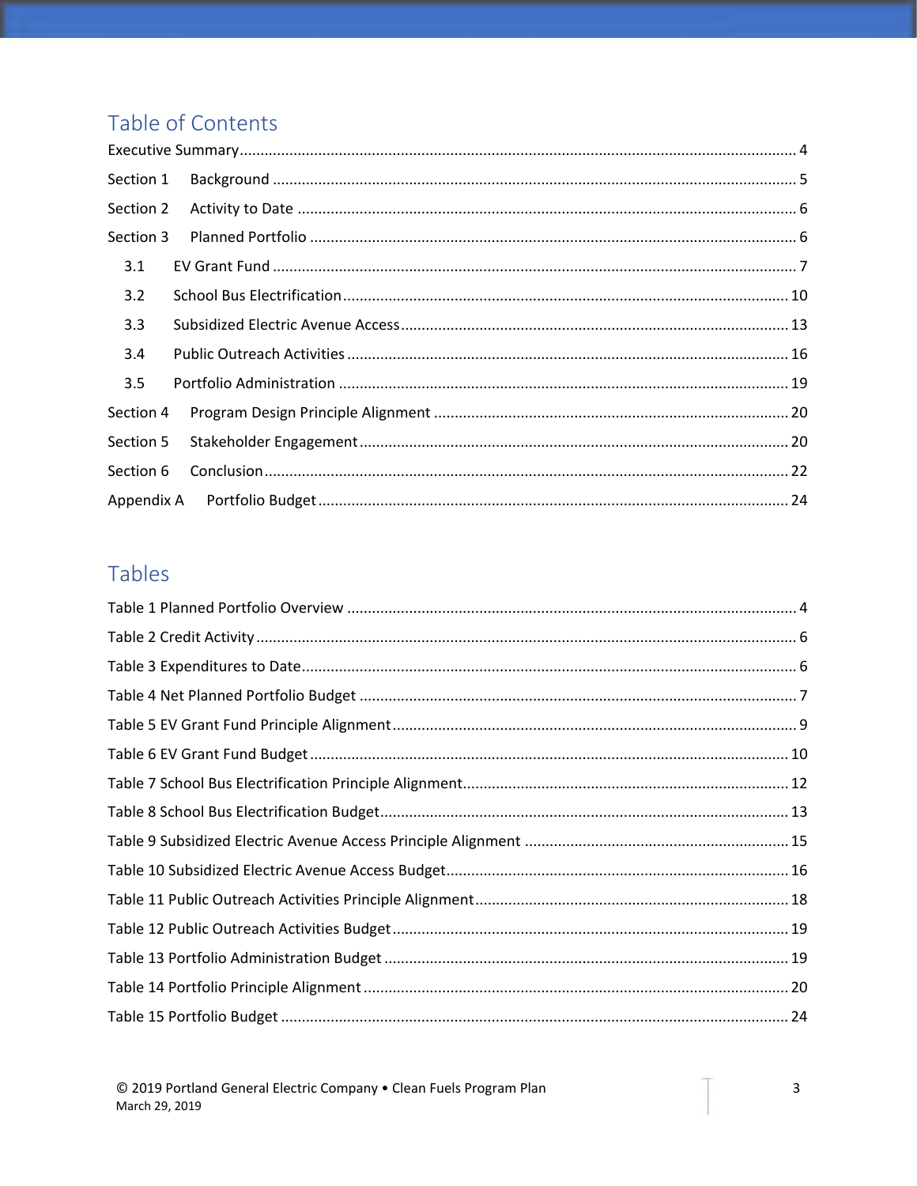## Table of Contents

Executive Summary ..................................................................................................................................... 4

Section 1 Background ............................................................................................................................. 5

Section 2 Activity to Date ....................................................................................................................... 6

Section 3 Planned Portfolio .................................................................................................................... 6

- 3.1 EV Grant Fund ............................................................................................................................. 7
- 3.2 School Bus Electrification ........................................................................................................... 10
- 3.3 Subsidized Electric Avenue Access ............................................................................................. 13
- 3.4 Public Outreach Activities .......................................................................................................... 16
- 3.5 Portfolio Administration ............................................................................................................ 19

Section 4 Program Design Principle Alignment ..................................................................................... 20

Section 5 Stakeholder Engagement ....................................................................................................... 20

Section 6 Conclusion .............................................................................................................................. 22

Appendix A Portfolio Budget ................................................................................................................ 24

## Tables

Table 1 Planned Portfolio Overview ........................................................................................................... 4

Table 2 Credit Activity ................................................................................................................................. 6

Table 3 Expenditures to Date ...................................................................................................................... 6

Table 4 Net Planned Portfolio Budget ........................................................................................................ 7

Table 5 EV Grant Fund Principle Alignment ................................................................................................ 9

Table 6 EV Grant Fund Budget .................................................................................................................. 10

Table 7 School Bus Electrification Principle Alignment .............................................................................. 12

Table 8 School Bus Electrification Budget .................................................................................................. 13

Table 9 Subsidized Electric Avenue Access Principle Alignment ............................................................... 15

Table 10 Subsidized Electric Avenue Access Budget .................................................................................. 16

Table 11 Public Outreach Activities Principle Alignment ........................................................................... 18

Table 12 Public Outreach Activities Budget ............................................................................................... 19

Table 13 Portfolio Administration Budget ................................................................................................. 19

Table 14 Portfolio Principle Alignment ..................................................................................................... 20

Table 15 Portfolio Budget ......................................................................................................................... 24

© 2019 Portland General Electric Company • Clean Fuels Program Plan
March 29, 2019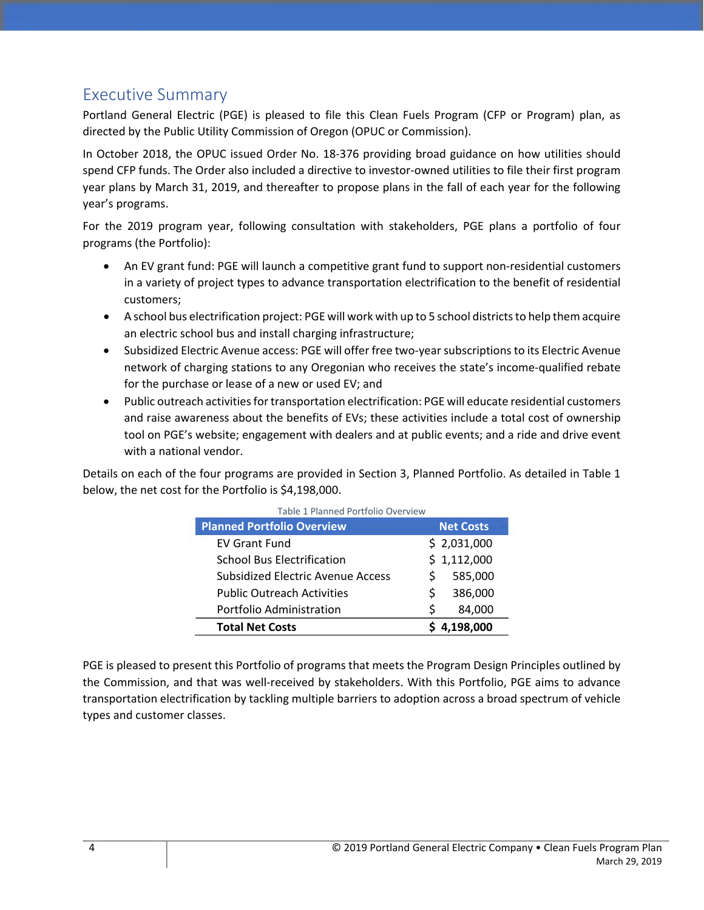## Executive Summary

Portland General Electric (PGE) is pleased to file this Clean Fuels Program (CFP or Program) plan, as directed by the Public Utility Commission of Oregon (OPUC or Commission).

In October 2018, the OPUC issued Order No. 18-376 providing broad guidance on how utilities should spend CFP funds. The Order also included a directive to investor-owned utilities to file their first program year plans by March 31, 2019, and thereafter to propose plans in the fall of each year for the following year's programs.

For the 2019 program year, following consultation with stakeholders, PGE plans a portfolio of four programs (the Portfolio):

- An EV grant fund: PGE will launch a competitive grant fund to support non-residential customers in a variety of project types to advance transportation electrification to the benefit of residential customers;
- A school bus electrification project: PGE will work with up to 5 school districts to help them acquire an electric school bus and install charging infrastructure;
- Subsidized Electric Avenue access: PGE will offer free two-year subscriptions to its Electric Avenue network of charging stations to any Oregonian who receives the state's income-qualified rebate for the purchase or lease of a new or used EV; and
- Public outreach activities for transportation electrification: PGE will educate residential customers and raise awareness about the benefits of EVs; these activities include a total cost of ownership tool on PGE's website; engagement with dealers and at public events; and a ride and drive event with a national vendor.

Details on each of the four programs are provided in Section 3, Planned Portfolio. As detailed in Table 1 below, the net cost for the Portfolio is $4,198,000.

Table 1 Planned Portfolio Overview

| Planned Portfolio Overview | Net Costs |
|---|---|
| EV Grant Fund | $ 2,031,000 |
| School Bus Electrification | $ 1,112,000 |
| Subsidized Electric Avenue Access | $ 585,000 |
| Public Outreach Activities | $ 386,000 |
| Portfolio Administration | $ 84,000 |
| **Total Net Costs** | **$ 4,198,000** |

PGE is pleased to present this Portfolio of programs that meets the Program Design Principles outlined by the Commission, and that was well-received by stakeholders. With this Portfolio, PGE aims to advance transportation electrification by tackling multiple barriers to adoption across a broad spectrum of vehicle types and customer classes.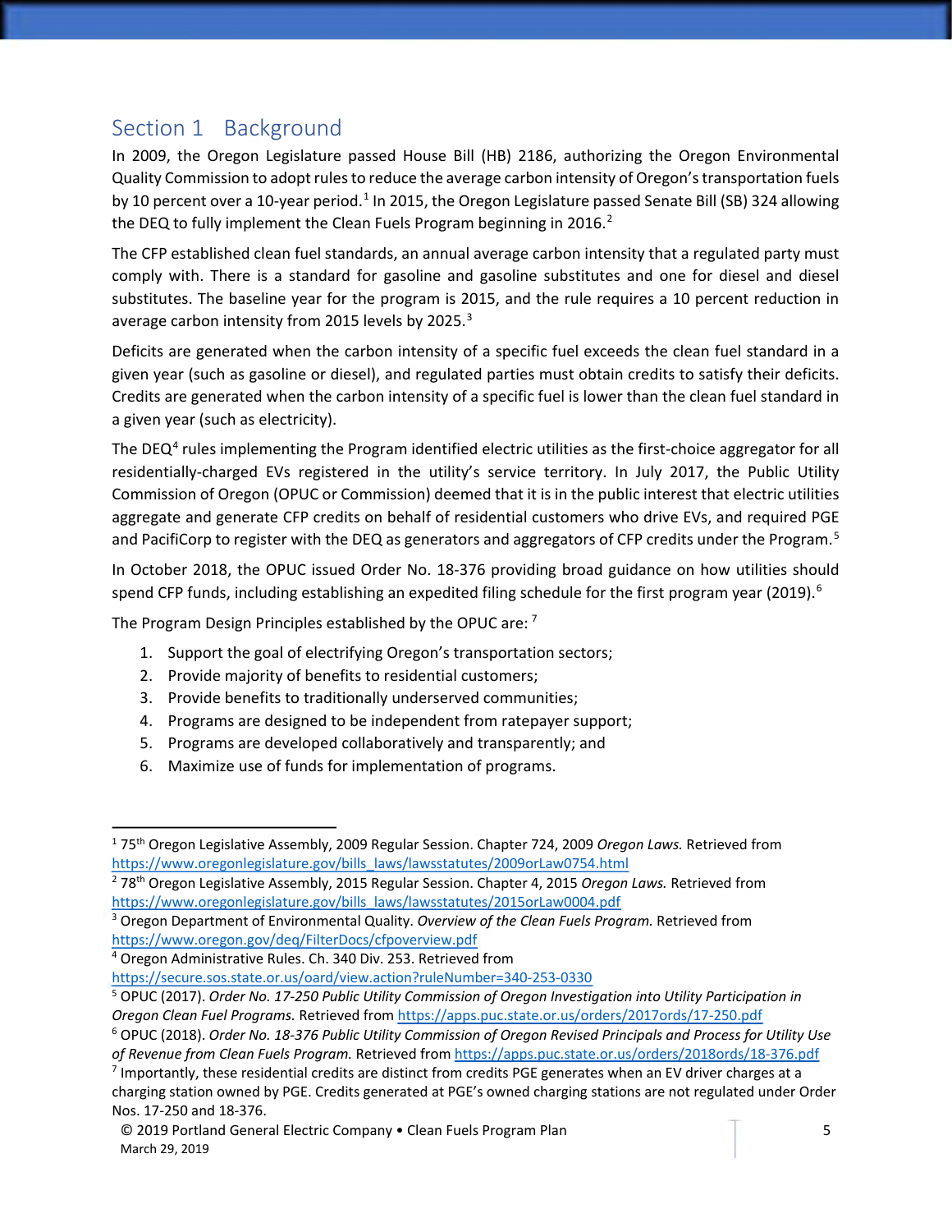## Section 1 Background

In 2009, the Oregon Legislature passed House Bill (HB) 2186, authorizing the Oregon Environmental Quality Commission to adopt rules to reduce the average carbon intensity of Oregon's transportation fuels by 10 percent over a 10-year period.[1] In 2015, the Oregon Legislature passed Senate Bill (SB) 324 allowing the DEQ to fully implement the Clean Fuels Program beginning in 2016.[2]

The CFP established clean fuel standards, an annual average carbon intensity that a regulated party must comply with. There is a standard for gasoline and gasoline substitutes and one for diesel and diesel substitutes. The baseline year for the program is 2015, and the rule requires a 10 percent reduction in average carbon intensity from 2015 levels by 2025.[3]

Deficits are generated when the carbon intensity of a specific fuel exceeds the clean fuel standard in a given year (such as gasoline or diesel), and regulated parties must obtain credits to satisfy their deficits. Credits are generated when the carbon intensity of a specific fuel is lower than the clean fuel standard in a given year (such as electricity).

The DEQ[4] rules implementing the Program identified electric utilities as the first-choice aggregator for all residentially-charged EVs registered in the utility's service territory. In July 2017, the Public Utility Commission of Oregon (OPUC or Commission) deemed that it is in the public interest that electric utilities aggregate and generate CFP credits on behalf of residential customers who drive EVs, and required PGE and PacifiCorp to register with the DEQ as generators and aggregators of CFP credits under the Program.[5]

In October 2018, the OPUC issued Order No. 18-376 providing broad guidance on how utilities should spend CFP funds, including establishing an expedited filing schedule for the first program year (2019).[6]

The Program Design Principles established by the OPUC are: [7]

1. Support the goal of electrifying Oregon's transportation sectors;
2. Provide majority of benefits to residential customers;
3. Provide benefits to traditionally underserved communities;
4. Programs are designed to be independent from ratepayer support;
5. Programs are developed collaboratively and transparently; and
6. Maximize use of funds for implementation of programs.

---

[1] 75th Oregon Legislative Assembly, 2009 Regular Session. Chapter 724, 2009 *Oregon Laws.* Retrieved from https://www.oregonlegislature.gov/bills_laws/lawsstatutes/2009orLaw0754.html

[2] 78th Oregon Legislative Assembly, 2015 Regular Session. Chapter 4, 2015 *Oregon Laws.* Retrieved from https://www.oregonlegislature.gov/bills_laws/lawsstatutes/2015orLaw0004.pdf

[3] Oregon Department of Environmental Quality. *Overview of the Clean Fuels Program.* Retrieved from https://www.oregon.gov/deq/FilterDocs/cfpoverview.pdf

[4] Oregon Administrative Rules. Ch. 340 Div. 253. Retrieved from https://secure.sos.state.or.us/oard/view.action?ruleNumber=340-253-0330

[5] OPUC (2017). *Order No. 17-250 Public Utility Commission of Oregon Investigation into Utility Participation in Oregon Clean Fuel Programs.* Retrieved from https://apps.puc.state.or.us/orders/2017ords/17-250.pdf

[6] OPUC (2018). *Order No. 18-376 Public Utility Commission of Oregon Revised Principals and Process for Utility Use of Revenue from Clean Fuels Program.* Retrieved from https://apps.puc.state.or.us/orders/2018ords/18-376.pdf

[7] Importantly, these residential credits are distinct from credits PGE generates when an EV driver charges at a charging station owned by PGE. Credits generated at PGE's owned charging stations are not regulated under Order Nos. 17-250 and 18-376.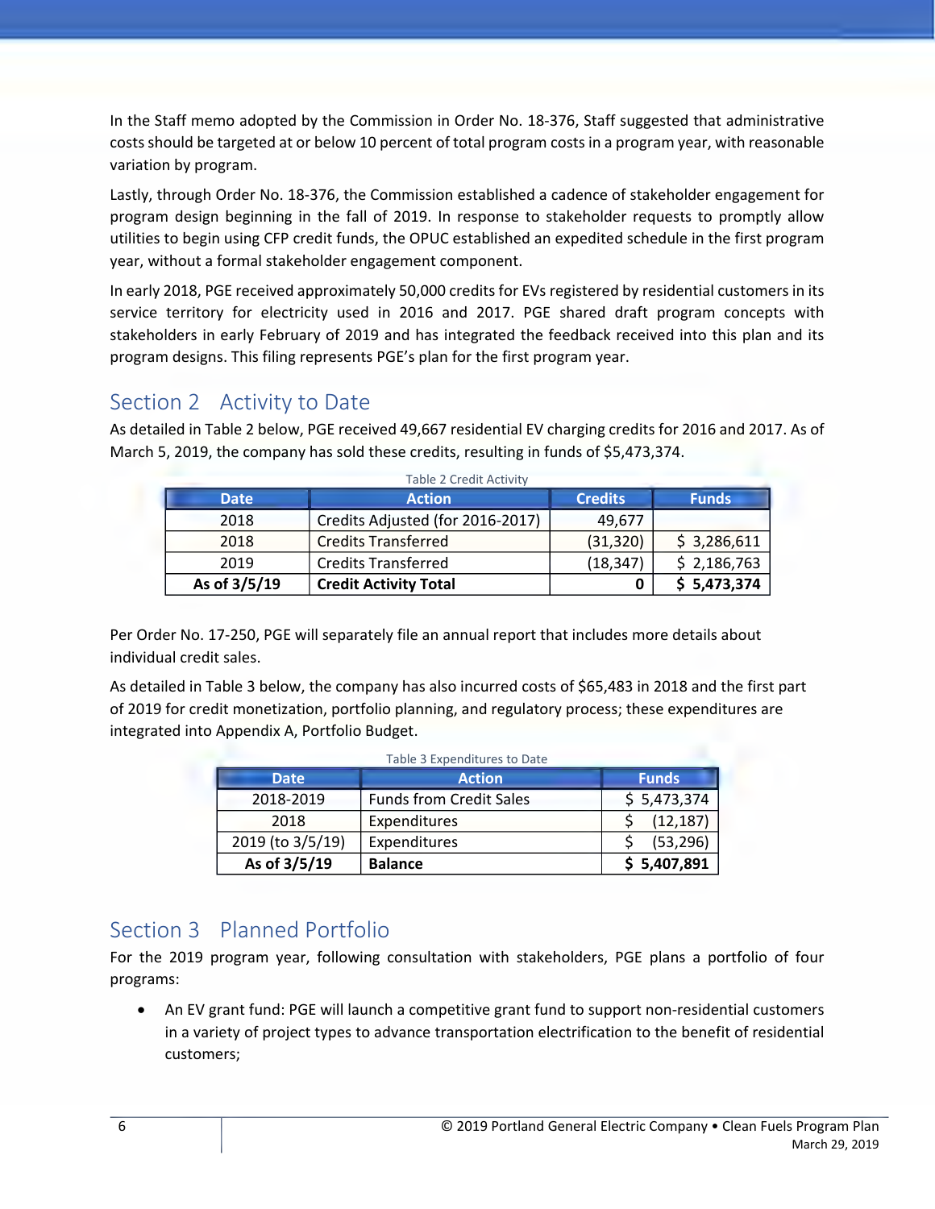In the Staff memo adopted by the Commission in Order No. 18-376, Staff suggested that administrative costs should be targeted at or below 10 percent of total program costs in a program year, with reasonable variation by program.

Lastly, through Order No. 18-376, the Commission established a cadence of stakeholder engagement for program design beginning in the fall of 2019. In response to stakeholder requests to promptly allow utilities to begin using CFP credit funds, the OPUC established an expedited schedule in the first program year, without a formal stakeholder engagement component.

In early 2018, PGE received approximately 50,000 credits for EVs registered by residential customers in its service territory for electricity used in 2016 and 2017. PGE shared draft program concepts with stakeholders in early February of 2019 and has integrated the feedback received into this plan and its program designs. This filing represents PGE's plan for the first program year.

## Section 2 Activity to Date

As detailed in Table 2 below, PGE received 49,667 residential EV charging credits for 2016 and 2017. As of March 5, 2019, the company has sold these credits, resulting in funds of $5,473,374.

Table 2 Credit Activity

| Date | Action | Credits | Funds |
|---|---|---|---|
| 2018 | Credits Adjusted (for 2016-2017) | 49,677 | |
| 2018 | Credits Transferred | (31,320) | $ 3,286,611 |
| 2019 | Credits Transferred | (18,347) | $ 2,186,763 |
| **As of 3/5/19** | **Credit Activity Total** | **0** | **$ 5,473,374** |

Per Order No. 17-250, PGE will separately file an annual report that includes more details about individual credit sales.

As detailed in Table 3 below, the company has also incurred costs of $65,483 in 2018 and the first part of 2019 for credit monetization, portfolio planning, and regulatory process; these expenditures are integrated into Appendix A, Portfolio Budget.

Table 3 Expenditures to Date

| Date | Action | Funds |
|---|---|---|
| 2018-2019 | Funds from Credit Sales | $ 5,473,374 |
| 2018 | Expenditures | $ (12,187) |
| 2019 (to 3/5/19) | Expenditures | $ (53,296) |
| **As of 3/5/19** | **Balance** | **$ 5,407,891** |

## Section 3 Planned Portfolio

For the 2019 program year, following consultation with stakeholders, PGE plans a portfolio of four programs:

- An EV grant fund: PGE will launch a competitive grant fund to support non-residential customers in a variety of project types to advance transportation electrification to the benefit of residential customers;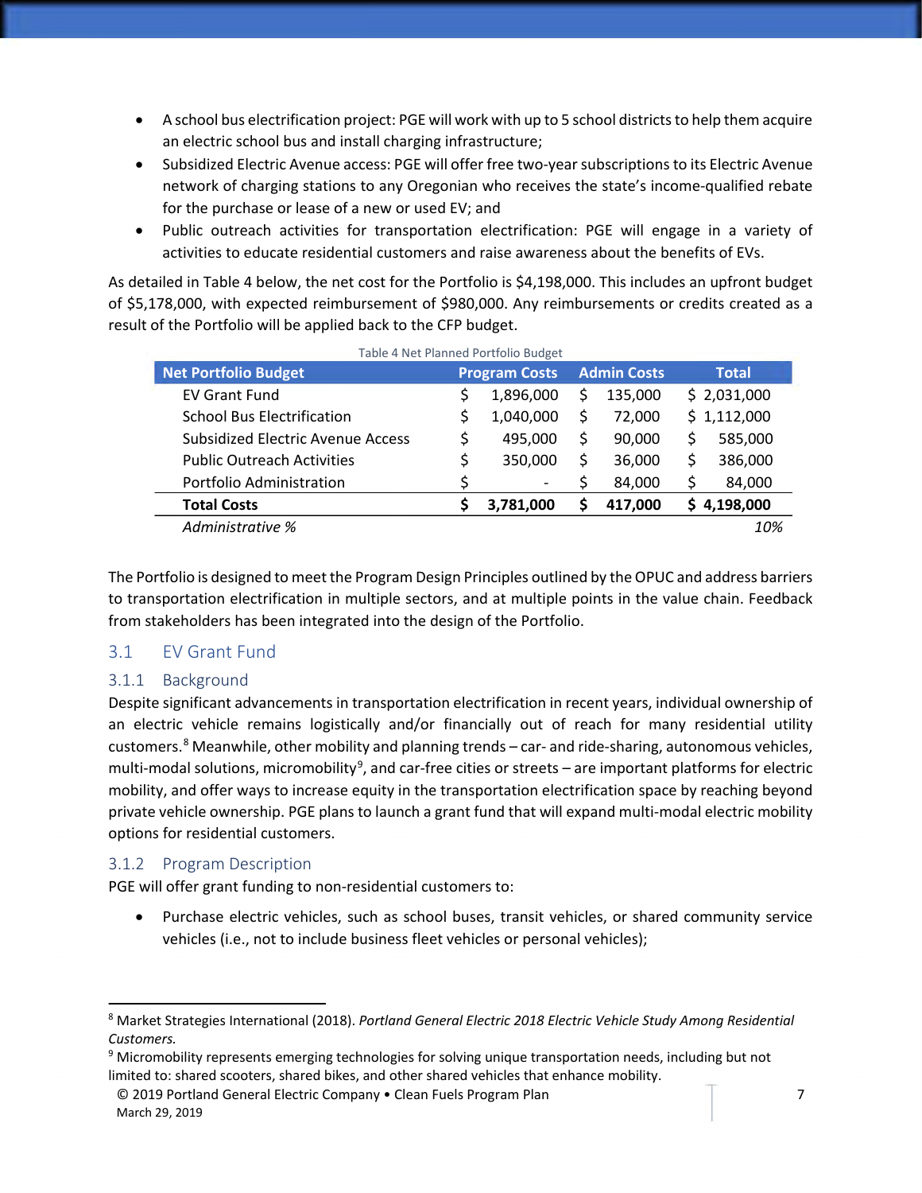- A school bus electrification project: PGE will work with up to 5 school districts to help them acquire an electric school bus and install charging infrastructure;
- Subsidized Electric Avenue access: PGE will offer free two-year subscriptions to its Electric Avenue network of charging stations to any Oregonian who receives the state's income-qualified rebate for the purchase or lease of a new or used EV; and
- Public outreach activities for transportation electrification: PGE will engage in a variety of activities to educate residential customers and raise awareness about the benefits of EVs.

As detailed in Table 4 below, the net cost for the Portfolio is $4,198,000. This includes an upfront budget of $5,178,000, with expected reimbursement of $980,000. Any reimbursements or credits created as a result of the Portfolio will be applied back to the CFP budget.

Table 4 Net Planned Portfolio Budget

| Net Portfolio Budget | Program Costs | Admin Costs | Total |
|---|---|---|---|
| EV Grant Fund | $ 1,896,000 | $ 135,000 | $ 2,031,000 |
| School Bus Electrification | $ 1,040,000 | $ 72,000 | $ 1,112,000 |
| Subsidized Electric Avenue Access | $ 495,000 | $ 90,000 | $ 585,000 |
| Public Outreach Activities | $ 350,000 | $ 36,000 | $ 386,000 |
| Portfolio Administration | $ - | $ 84,000 | $ 84,000 |
| **Total Costs** | **$ 3,781,000** | **$ 417,000** | **$ 4,198,000** |
| *Administrative %* | | | *10%* |

The Portfolio is designed to meet the Program Design Principles outlined by the OPUC and address barriers to transportation electrification in multiple sectors, and at multiple points in the value chain. Feedback from stakeholders has been integrated into the design of the Portfolio.

## 3.1 EV Grant Fund

### 3.1.1 Background

Despite significant advancements in transportation electrification in recent years, individual ownership of an electric vehicle remains logistically and/or financially out of reach for many residential utility customers.[8] Meanwhile, other mobility and planning trends – car- and ride-sharing, autonomous vehicles, multi-modal solutions, micromobility[9], and car-free cities or streets – are important platforms for electric mobility, and offer ways to increase equity in the transportation electrification space by reaching beyond private vehicle ownership. PGE plans to launch a grant fund that will expand multi-modal electric mobility options for residential customers.

### 3.1.2 Program Description

PGE will offer grant funding to non-residential customers to:

- Purchase electric vehicles, such as school buses, transit vehicles, or shared community service vehicles (i.e., not to include business fleet vehicles or personal vehicles);

---

[8] Market Strategies International (2018). *Portland General Electric 2018 Electric Vehicle Study Among Residential Customers.*

[9] Micromobility represents emerging technologies for solving unique transportation needs, including but not limited to: shared scooters, shared bikes, and other shared vehicles that enhance mobility.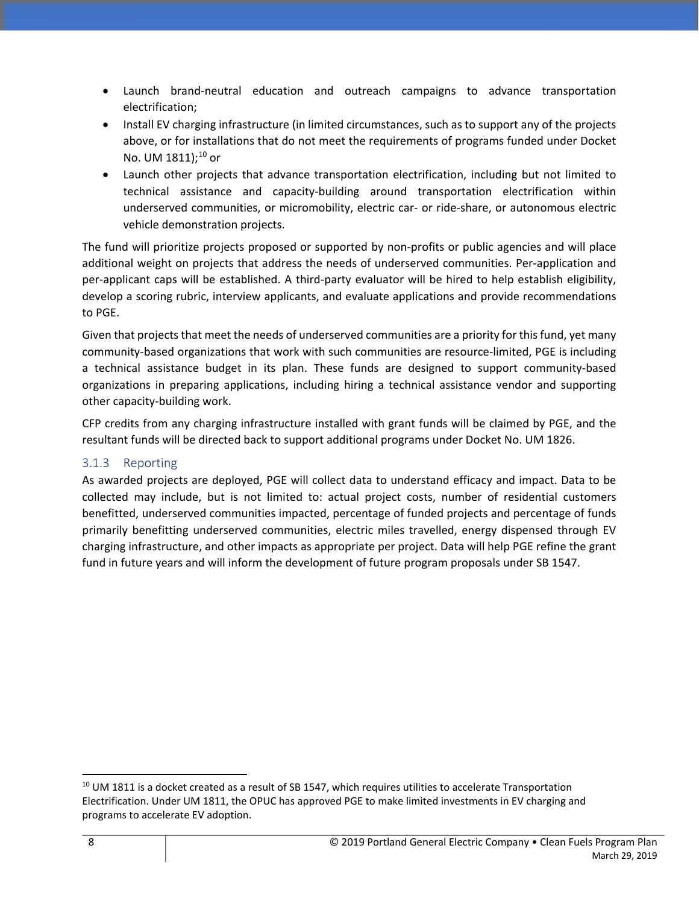- Launch brand-neutral education and outreach campaigns to advance transportation electrification;
- Install EV charging infrastructure (in limited circumstances, such as to support any of the projects above, or for installations that do not meet the requirements of programs funded under Docket No. UM 1811);[10] or
- Launch other projects that advance transportation electrification, including but not limited to technical assistance and capacity-building around transportation electrification within underserved communities, or micromobility, electric car- or ride-share, or autonomous electric vehicle demonstration projects.

The fund will prioritize projects proposed or supported by non-profits or public agencies and will place additional weight on projects that address the needs of underserved communities. Per-application and per-applicant caps will be established. A third-party evaluator will be hired to help establish eligibility, develop a scoring rubric, interview applicants, and evaluate applications and provide recommendations to PGE.

Given that projects that meet the needs of underserved communities are a priority for this fund, yet many community-based organizations that work with such communities are resource-limited, PGE is including a technical assistance budget in its plan. These funds are designed to support community-based organizations in preparing applications, including hiring a technical assistance vendor and supporting other capacity-building work.

CFP credits from any charging infrastructure installed with grant funds will be claimed by PGE, and the resultant funds will be directed back to support additional programs under Docket No. UM 1826.

### 3.1.3 Reporting

As awarded projects are deployed, PGE will collect data to understand efficacy and impact. Data to be collected may include, but is not limited to: actual project costs, number of residential customers benefitted, underserved communities impacted, percentage of funded projects and percentage of funds primarily benefitting underserved communities, electric miles travelled, energy dispensed through EV charging infrastructure, and other impacts as appropriate per project. Data will help PGE refine the grant fund in future years and will inform the development of future program proposals under SB 1547.

[10] UM 1811 is a docket created as a result of SB 1547, which requires utilities to accelerate Transportation Electrification. Under UM 1811, the OPUC has approved PGE to make limited investments in EV charging and programs to accelerate EV adoption.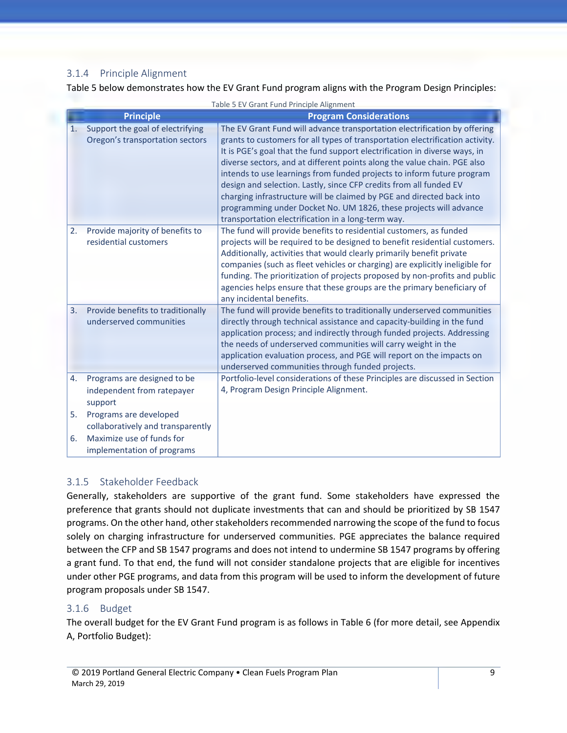### 3.1.4 Principle Alignment

Table 5 below demonstrates how the EV Grant Fund program aligns with the Program Design Principles:

Table 5 EV Grant Fund Principle Alignment

| Principle | Program Considerations |
|---|---|
| 1. Support the goal of electrifying Oregon's transportation sectors | The EV Grant Fund will advance transportation electrification by offering grants to customers for all types of transportation electrification activity. It is PGE's goal that the fund support electrification in diverse ways, in diverse sectors, and at different points along the value chain. PGE also intends to use learnings from funded projects to inform future program design and selection. Lastly, since CFP credits from all funded EV charging infrastructure will be claimed by PGE and directed back into programming under Docket No. UM 1826, these projects will advance transportation electrification in a long-term way. |
| 2. Provide majority of benefits to residential customers | The fund will provide benefits to residential customers, as funded projects will be required to be designed to benefit residential customers. Additionally, activities that would clearly primarily benefit private companies (such as fleet vehicles or charging) are explicitly ineligible for funding. The prioritization of projects proposed by non-profits and public agencies helps ensure that these groups are the primary beneficiary of any incidental benefits. |
| 3. Provide benefits to traditionally underserved communities | The fund will provide benefits to traditionally underserved communities directly through technical assistance and capacity-building in the fund application process; and indirectly through funded projects. Addressing the needs of underserved communities will carry weight in the application evaluation process, and PGE will report on the impacts on underserved communities through funded projects. |
| 4. Programs are designed to be independent from ratepayer support<br>5. Programs are developed collaboratively and transparently<br>6. Maximize use of funds for implementation of programs | Portfolio-level considerations of these Principles are discussed in Section 4, Program Design Principle Alignment. |

### 3.1.5 Stakeholder Feedback

Generally, stakeholders are supportive of the grant fund. Some stakeholders have expressed the preference that grants should not duplicate investments that can and should be prioritized by SB 1547 programs. On the other hand, other stakeholders recommended narrowing the scope of the fund to focus solely on charging infrastructure for underserved communities. PGE appreciates the balance required between the CFP and SB 1547 programs and does not intend to undermine SB 1547 programs by offering a grant fund. To that end, the fund will not consider standalone projects that are eligible for incentives under other PGE programs, and data from this program will be used to inform the development of future program proposals under SB 1547.

### 3.1.6 Budget

The overall budget for the EV Grant Fund program is as follows in Table 6 (for more detail, see Appendix A, Portfolio Budget):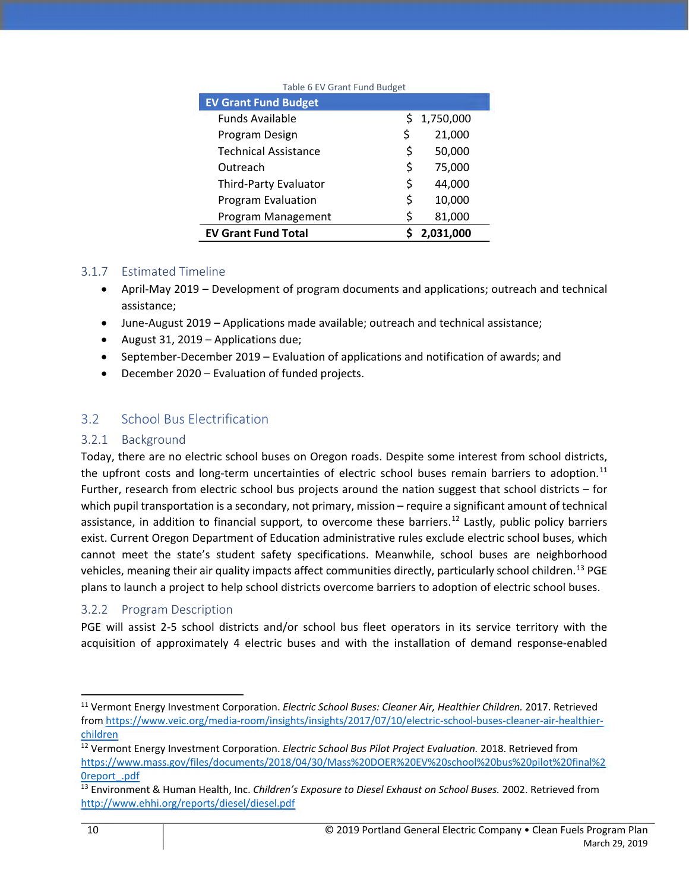Table 6 EV Grant Fund Budget

| EV Grant Fund Budget | |
|---|---|
| Funds Available | $ 1,750,000 |
| Program Design | $ 21,000 |
| Technical Assistance | $ 50,000 |
| Outreach | $ 75,000 |
| Third-Party Evaluator | $ 44,000 |
| Program Evaluation | $ 10,000 |
| Program Management | $ 81,000 |
| **EV Grant Fund Total** | **$ 2,031,000** |

### 3.1.7 Estimated Timeline

- April-May 2019 – Development of program documents and applications; outreach and technical assistance;
- June-August 2019 – Applications made available; outreach and technical assistance;
- August 31, 2019 – Applications due;
- September-December 2019 – Evaluation of applications and notification of awards; and
- December 2020 – Evaluation of funded projects.

## 3.2 School Bus Electrification

### 3.2.1 Background

Today, there are no electric school buses on Oregon roads. Despite some interest from school districts, the upfront costs and long-term uncertainties of electric school buses remain barriers to adoption.[11] Further, research from electric school bus projects around the nation suggest that school districts – for which pupil transportation is a secondary, not primary, mission – require a significant amount of technical assistance, in addition to financial support, to overcome these barriers.[12] Lastly, public policy barriers exist. Current Oregon Department of Education administrative rules exclude electric school buses, which cannot meet the state's student safety specifications. Meanwhile, school buses are neighborhood vehicles, meaning their air quality impacts affect communities directly, particularly school children.[13] PGE plans to launch a project to help school districts overcome barriers to adoption of electric school buses.

### 3.2.2 Program Description

PGE will assist 2-5 school districts and/or school bus fleet operators in its service territory with the acquisition of approximately 4 electric buses and with the installation of demand response-enabled

---

[11] Vermont Energy Investment Corporation. *Electric School Buses: Cleaner Air, Healthier Children.* 2017. Retrieved from https://www.veic.org/media-room/insights/insights/2017/07/10/electric-school-buses-cleaner-air-healthier-children

[12] Vermont Energy Investment Corporation. *Electric School Bus Pilot Project Evaluation.* 2018. Retrieved from https://www.mass.gov/files/documents/2018/04/30/Mass%20DOER%20EV%20school%20bus%20pilot%20final%20report_.pdf

[13] Environment & Human Health, Inc. *Children's Exposure to Diesel Exhaust on School Buses.* 2002. Retrieved from http://www.ehhi.org/reports/diesel/diesel.pdf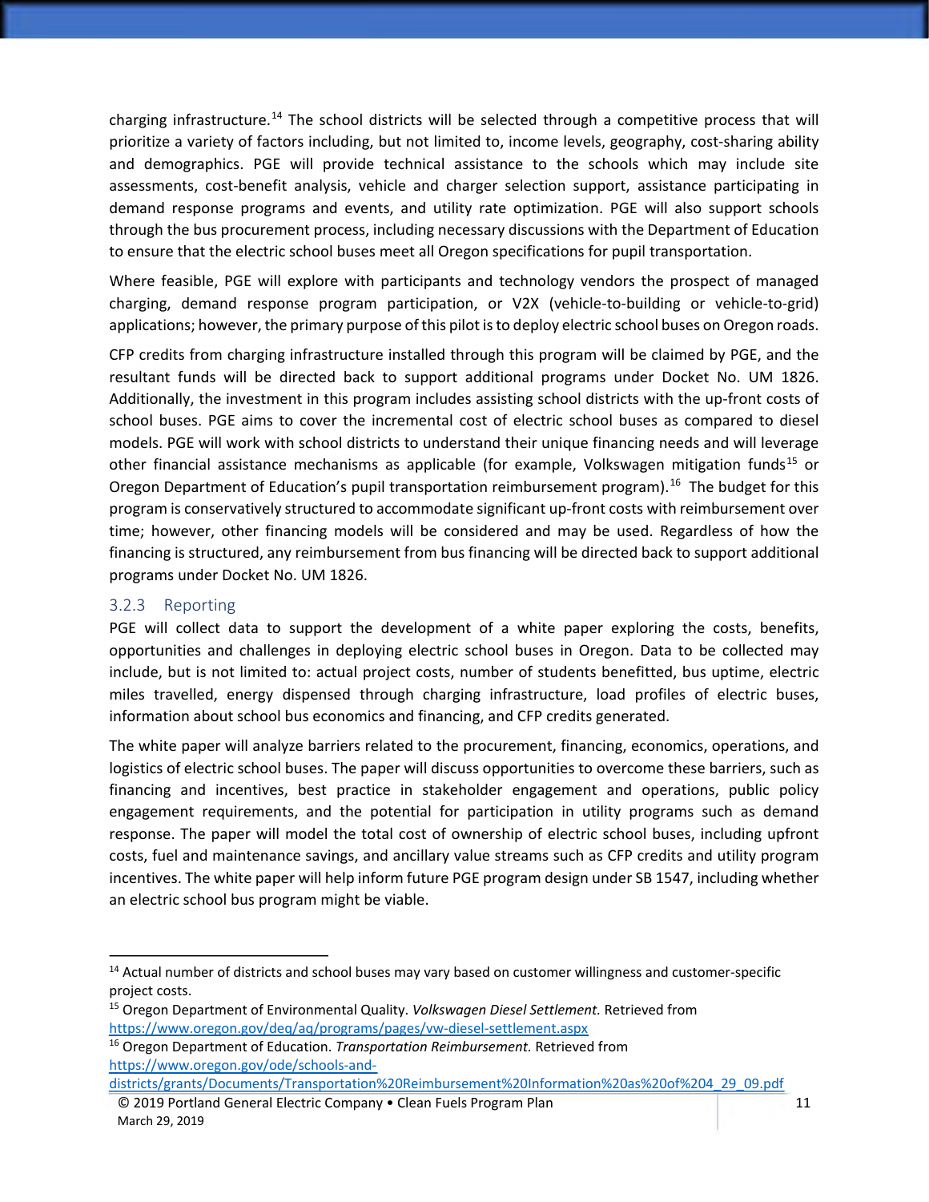charging infrastructure.[14] The school districts will be selected through a competitive process that will prioritize a variety of factors including, but not limited to, income levels, geography, cost-sharing ability and demographics. PGE will provide technical assistance to the schools which may include site assessments, cost-benefit analysis, vehicle and charger selection support, assistance participating in demand response programs and events, and utility rate optimization. PGE will also support schools through the bus procurement process, including necessary discussions with the Department of Education to ensure that the electric school buses meet all Oregon specifications for pupil transportation.

Where feasible, PGE will explore with participants and technology vendors the prospect of managed charging, demand response program participation, or V2X (vehicle-to-building or vehicle-to-grid) applications; however, the primary purpose of this pilot is to deploy electric school buses on Oregon roads.

CFP credits from charging infrastructure installed through this program will be claimed by PGE, and the resultant funds will be directed back to support additional programs under Docket No. UM 1826. Additionally, the investment in this program includes assisting school districts with the up-front costs of school buses. PGE aims to cover the incremental cost of electric school buses as compared to diesel models. PGE will work with school districts to understand their unique financing needs and will leverage other financial assistance mechanisms as applicable (for example, Volkswagen mitigation funds[15] or Oregon Department of Education's pupil transportation reimbursement program).[16] The budget for this program is conservatively structured to accommodate significant up-front costs with reimbursement over time; however, other financing models will be considered and may be used. Regardless of how the financing is structured, any reimbursement from bus financing will be directed back to support additional programs under Docket No. UM 1826.

### 3.2.3 Reporting

PGE will collect data to support the development of a white paper exploring the costs, benefits, opportunities and challenges in deploying electric school buses in Oregon. Data to be collected may include, but is not limited to: actual project costs, number of students benefitted, bus uptime, electric miles travelled, energy dispensed through charging infrastructure, load profiles of electric buses, information about school bus economics and financing, and CFP credits generated.

The white paper will analyze barriers related to the procurement, financing, economics, operations, and logistics of electric school buses. The paper will discuss opportunities to overcome these barriers, such as financing and incentives, best practice in stakeholder engagement and operations, public policy engagement requirements, and the potential for participation in utility programs such as demand response. The paper will model the total cost of ownership of electric school buses, including upfront costs, fuel and maintenance savings, and ancillary value streams such as CFP credits and utility program incentives. The white paper will help inform future PGE program design under SB 1547, including whether an electric school bus program might be viable.

---

[14] Actual number of districts and school buses may vary based on customer willingness and customer-specific project costs.

[15] Oregon Department of Environmental Quality. *Volkswagen Diesel Settlement.* Retrieved from https://www.oregon.gov/deq/aq/programs/pages/vw-diesel-settlement.aspx

[16] Oregon Department of Education. *Transportation Reimbursement.* Retrieved from https://www.oregon.gov/ode/schools-and-districts/grants/Documents/Transportation%20Reimbursement%20Information%20as%20of%204_29_09.pdf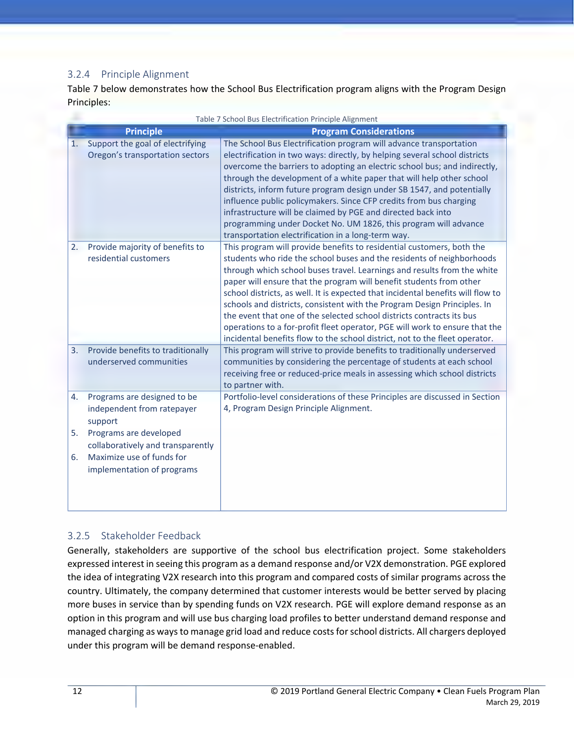### 3.2.4 Principle Alignment

Table 7 below demonstrates how the School Bus Electrification program aligns with the Program Design Principles:

Table 7 School Bus Electrification Principle Alignment

| Principle | Program Considerations |
|---|---|
| 1. Support the goal of electrifying Oregon's transportation sectors | The School Bus Electrification program will advance transportation electrification in two ways: directly, by helping several school districts overcome the barriers to adopting an electric school bus; and indirectly, through the development of a white paper that will help other school districts, inform future program design under SB 1547, and potentially influence public policymakers. Since CFP credits from bus charging infrastructure will be claimed by PGE and directed back into programming under Docket No. UM 1826, this program will advance transportation electrification in a long-term way. |
| 2. Provide majority of benefits to residential customers | This program will provide benefits to residential customers, both the students who ride the school buses and the residents of neighborhoods through which school buses travel. Learnings and results from the white paper will ensure that the program will benefit students from other school districts, as well. It is expected that incidental benefits will flow to schools and districts, consistent with the Program Design Principles. In the event that one of the selected school districts contracts its bus operations to a for-profit fleet operator, PGE will work to ensure that the incidental benefits flow to the school district, not to the fleet operator. |
| 3. Provide benefits to traditionally underserved communities | This program will strive to provide benefits to traditionally underserved communities by considering the percentage of students at each school receiving free or reduced-price meals in assessing which school districts to partner with. |
| 4. Programs are designed to be independent from ratepayer support<br>5. Programs are developed collaboratively and transparently<br>6. Maximize use of funds for implementation of programs | Portfolio-level considerations of these Principles are discussed in Section 4, Program Design Principle Alignment. |

### 3.2.5 Stakeholder Feedback

Generally, stakeholders are supportive of the school bus electrification project. Some stakeholders expressed interest in seeing this program as a demand response and/or V2X demonstration. PGE explored the idea of integrating V2X research into this program and compared costs of similar programs across the country. Ultimately, the company determined that customer interests would be better served by placing more buses in service than by spending funds on V2X research. PGE will explore demand response as an option in this program and will use bus charging load profiles to better understand demand response and managed charging as ways to manage grid load and reduce costs for school districts. All chargers deployed under this program will be demand response-enabled.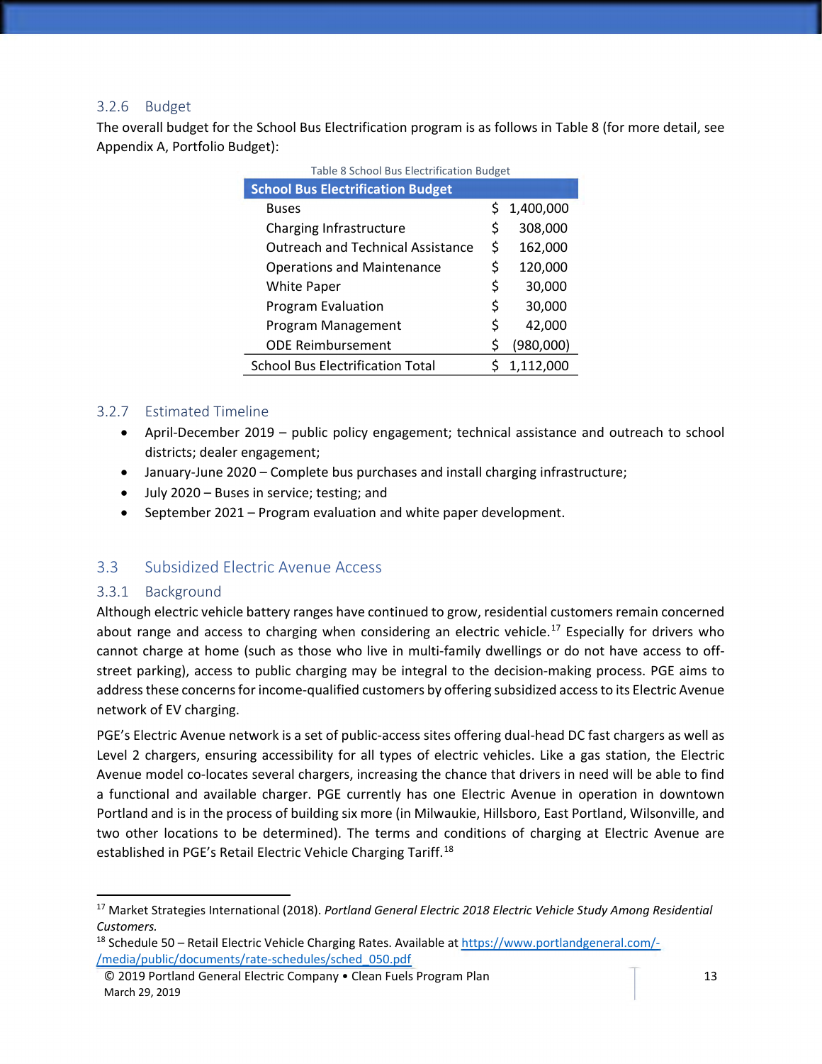### 3.2.6 Budget

The overall budget for the School Bus Electrification program is as follows in Table 8 (for more detail, see Appendix A, Portfolio Budget):

Table 8 School Bus Electrification Budget

| School Bus Electrification Budget | |
|---|---|
| Buses | $ 1,400,000 |
| Charging Infrastructure | $ 308,000 |
| Outreach and Technical Assistance | $ 162,000 |
| Operations and Maintenance | $ 120,000 |
| White Paper | $ 30,000 |
| Program Evaluation | $ 30,000 |
| Program Management | $ 42,000 |
| ODE Reimbursement | $ (980,000) |
| School Bus Electrification Total | $ 1,112,000 |

### 3.2.7 Estimated Timeline

- April-December 2019 – public policy engagement; technical assistance and outreach to school districts; dealer engagement;
- January-June 2020 – Complete bus purchases and install charging infrastructure;
- July 2020 – Buses in service; testing; and
- September 2021 – Program evaluation and white paper development.

## 3.3 Subsidized Electric Avenue Access

### 3.3.1 Background

Although electric vehicle battery ranges have continued to grow, residential customers remain concerned about range and access to charging when considering an electric vehicle.[17] Especially for drivers who cannot charge at home (such as those who live in multi-family dwellings or do not have access to off-street parking), access to public charging may be integral to the decision-making process. PGE aims to address these concerns for income-qualified customers by offering subsidized access to its Electric Avenue network of EV charging.

PGE's Electric Avenue network is a set of public-access sites offering dual-head DC fast chargers as well as Level 2 chargers, ensuring accessibility for all types of electric vehicles. Like a gas station, the Electric Avenue model co-locates several chargers, increasing the chance that drivers in need will be able to find a functional and available charger. PGE currently has one Electric Avenue in operation in downtown Portland and is in the process of building six more (in Milwaukie, Hillsboro, East Portland, Wilsonville, and two other locations to be determined). The terms and conditions of charging at Electric Avenue are established in PGE's Retail Electric Vehicle Charging Tariff.[18]

---

[17] Market Strategies International (2018). *Portland General Electric 2018 Electric Vehicle Study Among Residential Customers.*

[18] Schedule 50 – Retail Electric Vehicle Charging Rates. Available at https://www.portlandgeneral.com/-/media/public/documents/rate-schedules/sched_050.pdf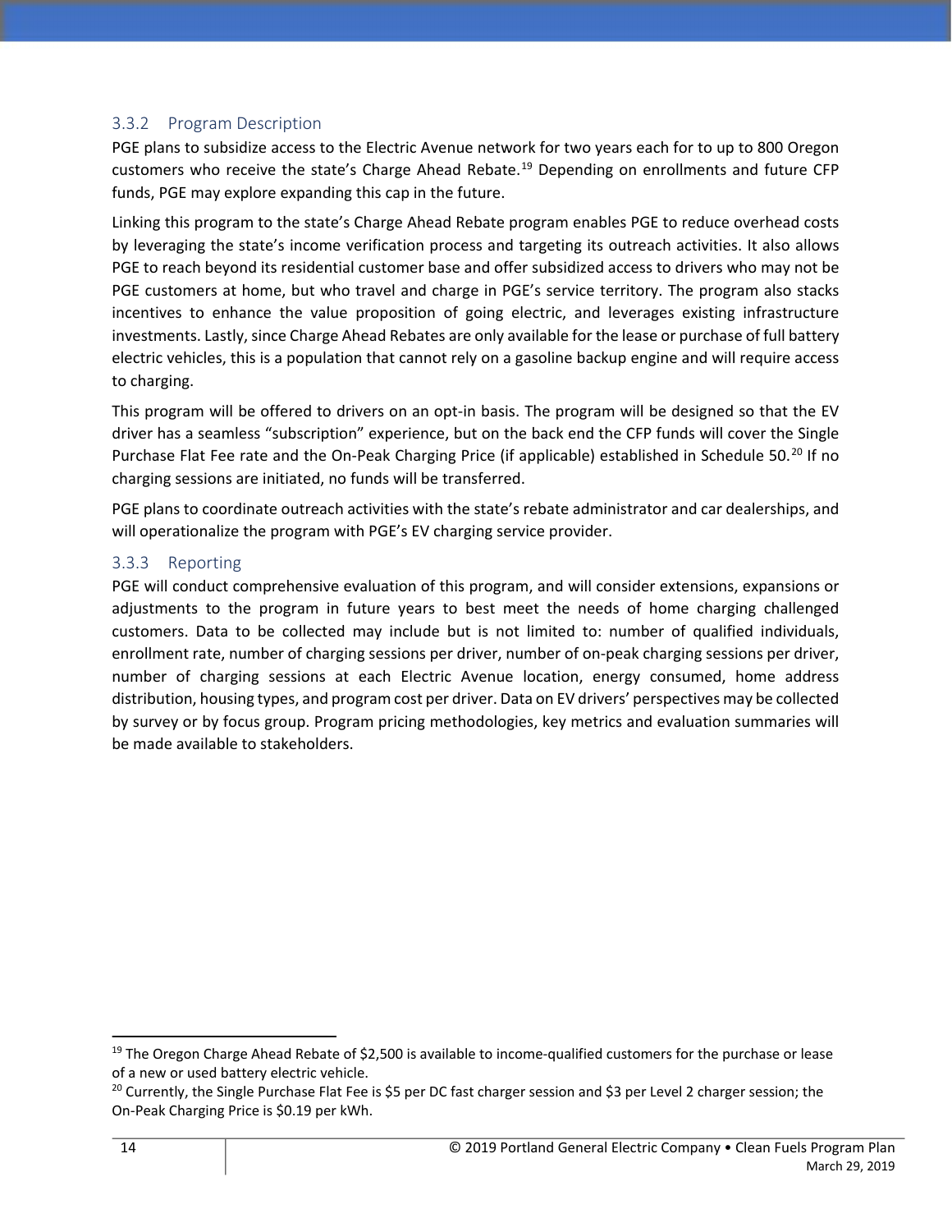### 3.3.2 Program Description

PGE plans to subsidize access to the Electric Avenue network for two years each for to up to 800 Oregon customers who receive the state's Charge Ahead Rebate.[19] Depending on enrollments and future CFP funds, PGE may explore expanding this cap in the future.

Linking this program to the state's Charge Ahead Rebate program enables PGE to reduce overhead costs by leveraging the state's income verification process and targeting its outreach activities. It also allows PGE to reach beyond its residential customer base and offer subsidized access to drivers who may not be PGE customers at home, but who travel and charge in PGE's service territory. The program also stacks incentives to enhance the value proposition of going electric, and leverages existing infrastructure investments. Lastly, since Charge Ahead Rebates are only available for the lease or purchase of full battery electric vehicles, this is a population that cannot rely on a gasoline backup engine and will require access to charging.

This program will be offered to drivers on an opt-in basis. The program will be designed so that the EV driver has a seamless "subscription" experience, but on the back end the CFP funds will cover the Single Purchase Flat Fee rate and the On-Peak Charging Price (if applicable) established in Schedule 50.[20] If no charging sessions are initiated, no funds will be transferred.

PGE plans to coordinate outreach activities with the state's rebate administrator and car dealerships, and will operationalize the program with PGE's EV charging service provider.

### 3.3.3 Reporting

PGE will conduct comprehensive evaluation of this program, and will consider extensions, expansions or adjustments to the program in future years to best meet the needs of home charging challenged customers. Data to be collected may include but is not limited to: number of qualified individuals, enrollment rate, number of charging sessions per driver, number of on-peak charging sessions per driver, number of charging sessions at each Electric Avenue location, energy consumed, home address distribution, housing types, and program cost per driver. Data on EV drivers' perspectives may be collected by survey or by focus group. Program pricing methodologies, key metrics and evaluation summaries will be made available to stakeholders.

---

[19] The Oregon Charge Ahead Rebate of $2,500 is available to income-qualified customers for the purchase or lease of a new or used battery electric vehicle.

[20] Currently, the Single Purchase Flat Fee is $5 per DC fast charger session and $3 per Level 2 charger session; the On-Peak Charging Price is $0.19 per kWh.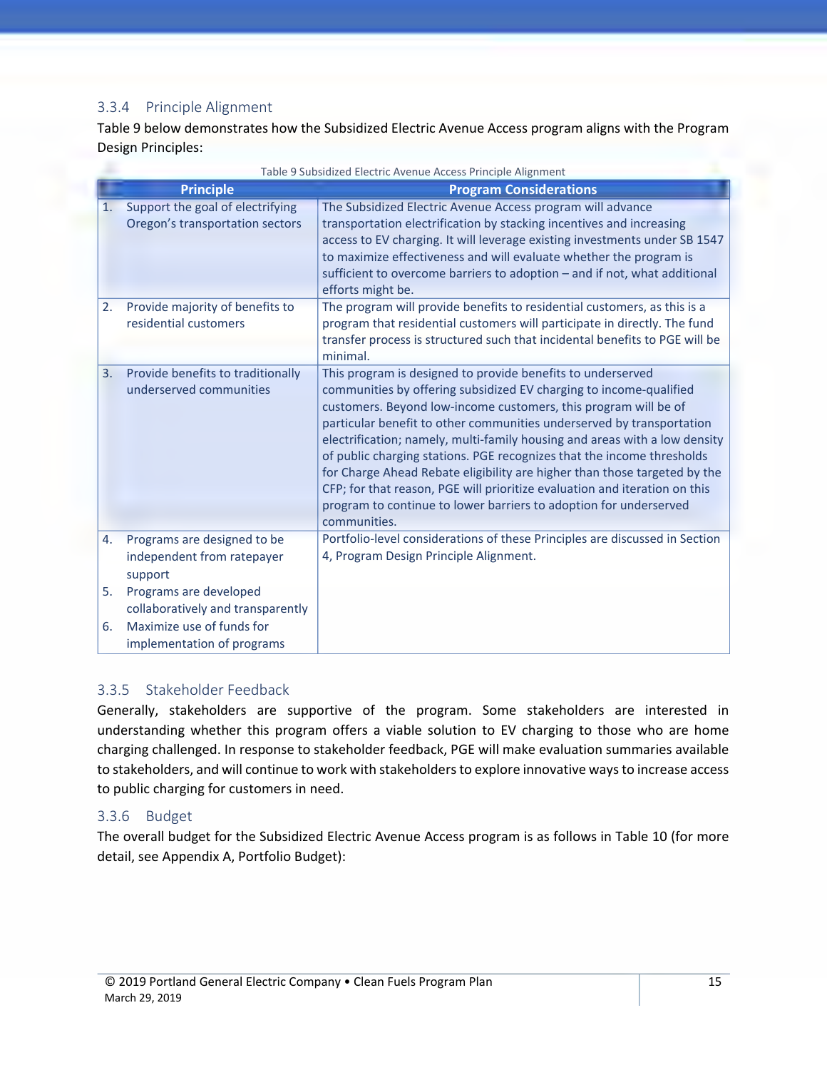### 3.3.4 Principle Alignment

Table 9 below demonstrates how the Subsidized Electric Avenue Access program aligns with the Program Design Principles:

Table 9 Subsidized Electric Avenue Access Principle Alignment

| Principle | Program Considerations |
|---|---|
| 1. Support the goal of electrifying Oregon's transportation sectors | The Subsidized Electric Avenue Access program will advance transportation electrification by stacking incentives and increasing access to EV charging. It will leverage existing investments under SB 1547 to maximize effectiveness and will evaluate whether the program is sufficient to overcome barriers to adoption – and if not, what additional efforts might be. |
| 2. Provide majority of benefits to residential customers | The program will provide benefits to residential customers, as this is a program that residential customers will participate in directly. The fund transfer process is structured such that incidental benefits to PGE will be minimal. |
| 3. Provide benefits to traditionally underserved communities | This program is designed to provide benefits to underserved communities by offering subsidized EV charging to income-qualified customers. Beyond low-income customers, this program will be of particular benefit to other communities underserved by transportation electrification; namely, multi-family housing and areas with a low density of public charging stations. PGE recognizes that the income thresholds for Charge Ahead Rebate eligibility are higher than those targeted by the CFP; for that reason, PGE will prioritize evaluation and iteration on this program to continue to lower barriers to adoption for underserved communities. |
| 4. Programs are designed to be independent from ratepayer support<br>5. Programs are developed collaboratively and transparently<br>6. Maximize use of funds for implementation of programs | Portfolio-level considerations of these Principles are discussed in Section 4, Program Design Principle Alignment. |

### 3.3.5 Stakeholder Feedback

Generally, stakeholders are supportive of the program. Some stakeholders are interested in understanding whether this program offers a viable solution to EV charging to those who are home charging challenged. In response to stakeholder feedback, PGE will make evaluation summaries available to stakeholders, and will continue to work with stakeholders to explore innovative ways to increase access to public charging for customers in need.

### 3.3.6 Budget

The overall budget for the Subsidized Electric Avenue Access program is as follows in Table 10 (for more detail, see Appendix A, Portfolio Budget):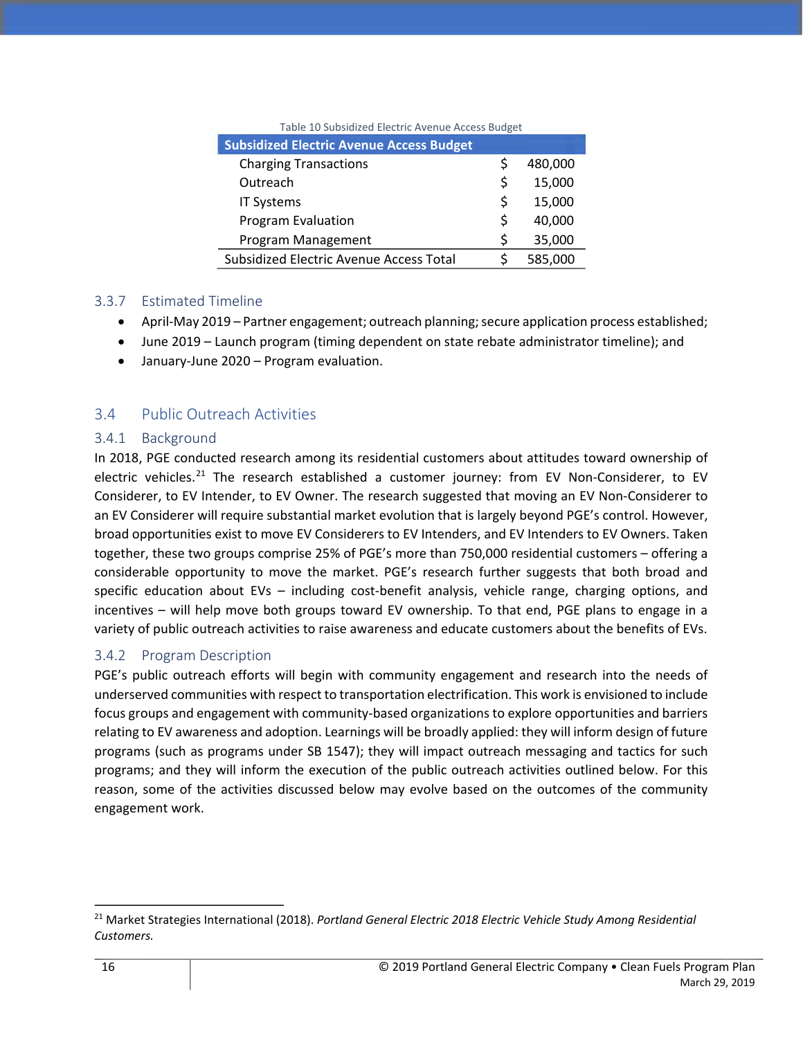Table 10 Subsidized Electric Avenue Access Budget

| Subsidized Electric Avenue Access Budget | |
|---|---|
| Charging Transactions | $ 480,000 |
| Outreach | $ 15,000 |
| IT Systems | $ 15,000 |
| Program Evaluation | $ 40,000 |
| Program Management | $ 35,000 |
| Subsidized Electric Avenue Access Total | $ 585,000 |

### 3.3.7 Estimated Timeline

- April-May 2019 – Partner engagement; outreach planning; secure application process established;
- June 2019 – Launch program (timing dependent on state rebate administrator timeline); and
- January-June 2020 – Program evaluation.

## 3.4 Public Outreach Activities

### 3.4.1 Background

In 2018, PGE conducted research among its residential customers about attitudes toward ownership of electric vehicles.[21] The research established a customer journey: from EV Non-Considerer, to EV Considerer, to EV Intender, to EV Owner. The research suggested that moving an EV Non-Considerer to an EV Considerer will require substantial market evolution that is largely beyond PGE's control. However, broad opportunities exist to move EV Considerers to EV Intenders, and EV Intenders to EV Owners. Taken together, these two groups comprise 25% of PGE's more than 750,000 residential customers – offering a considerable opportunity to move the market. PGE's research further suggests that both broad and specific education about EVs – including cost-benefit analysis, vehicle range, charging options, and incentives – will help move both groups toward EV ownership. To that end, PGE plans to engage in a variety of public outreach activities to raise awareness and educate customers about the benefits of EVs.

### 3.4.2 Program Description

PGE's public outreach efforts will begin with community engagement and research into the needs of underserved communities with respect to transportation electrification. This work is envisioned to include focus groups and engagement with community-based organizations to explore opportunities and barriers relating to EV awareness and adoption. Learnings will be broadly applied: they will inform design of future programs (such as programs under SB 1547); they will impact outreach messaging and tactics for such programs; and they will inform the execution of the public outreach activities outlined below. For this reason, some of the activities discussed below may evolve based on the outcomes of the community engagement work.

[21] Market Strategies International (2018). *Portland General Electric 2018 Electric Vehicle Study Among Residential Customers.*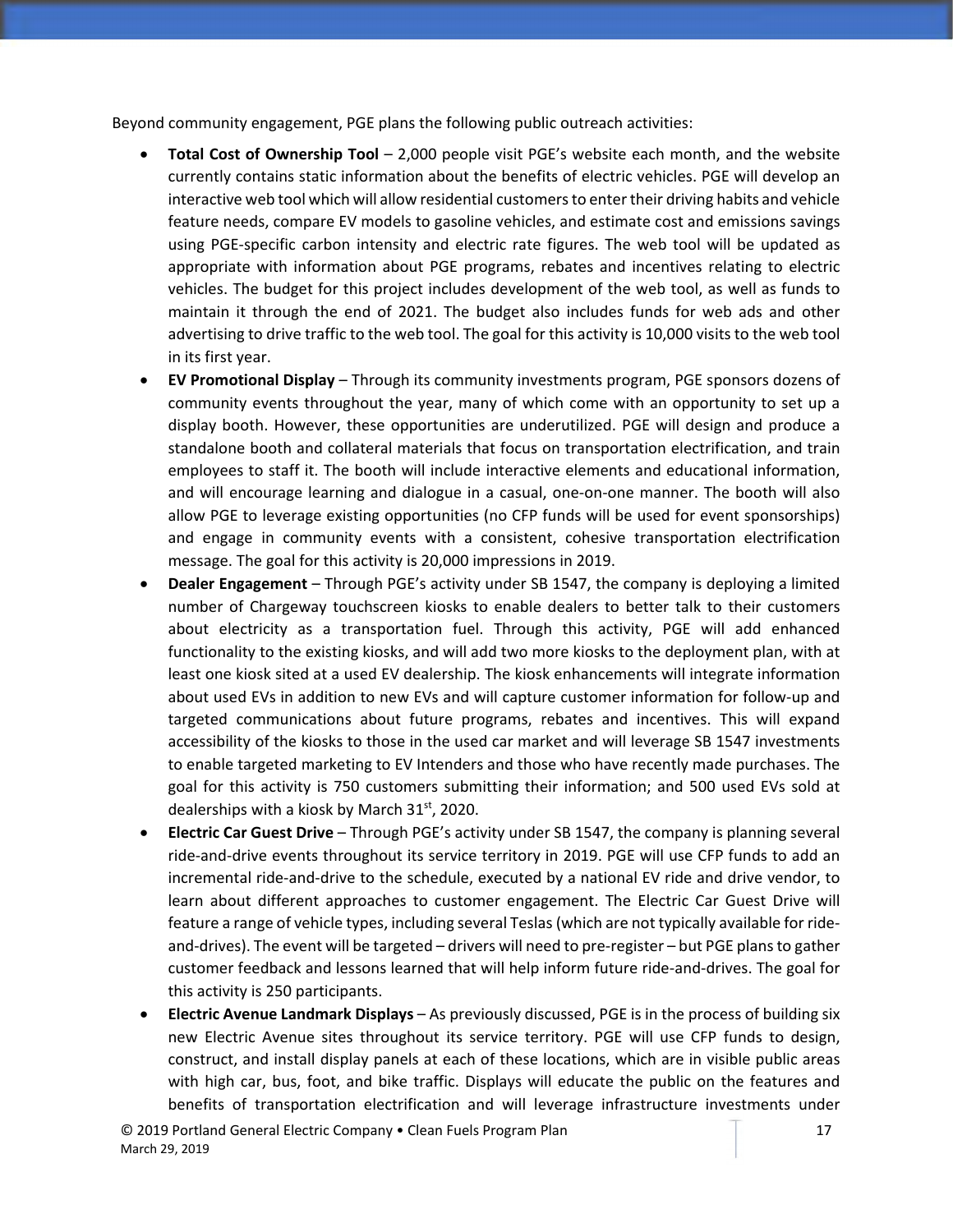Beyond community engagement, PGE plans the following public outreach activities:

- **Total Cost of Ownership Tool** – 2,000 people visit PGE's website each month, and the website currently contains static information about the benefits of electric vehicles. PGE will develop an interactive web tool which will allow residential customers to enter their driving habits and vehicle feature needs, compare EV models to gasoline vehicles, and estimate cost and emissions savings using PGE-specific carbon intensity and electric rate figures. The web tool will be updated as appropriate with information about PGE programs, rebates and incentives relating to electric vehicles. The budget for this project includes development of the web tool, as well as funds to maintain it through the end of 2021. The budget also includes funds for web ads and other advertising to drive traffic to the web tool. The goal for this activity is 10,000 visits to the web tool in its first year.
- **EV Promotional Display** – Through its community investments program, PGE sponsors dozens of community events throughout the year, many of which come with an opportunity to set up a display booth. However, these opportunities are underutilized. PGE will design and produce a standalone booth and collateral materials that focus on transportation electrification, and train employees to staff it. The booth will include interactive elements and educational information, and will encourage learning and dialogue in a casual, one-on-one manner. The booth will also allow PGE to leverage existing opportunities (no CFP funds will be used for event sponsorships) and engage in community events with a consistent, cohesive transportation electrification message. The goal for this activity is 20,000 impressions in 2019.
- **Dealer Engagement** – Through PGE's activity under SB 1547, the company is deploying a limited number of Chargeway touchscreen kiosks to enable dealers to better talk to their customers about electricity as a transportation fuel. Through this activity, PGE will add enhanced functionality to the existing kiosks, and will add two more kiosks to the deployment plan, with at least one kiosk sited at a used EV dealership. The kiosk enhancements will integrate information about used EVs in addition to new EVs and will capture customer information for follow-up and targeted communications about future programs, rebates and incentives. This will expand accessibility of the kiosks to those in the used car market and will leverage SB 1547 investments to enable targeted marketing to EV Intenders and those who have recently made purchases. The goal for this activity is 750 customers submitting their information; and 500 used EVs sold at dealerships with a kiosk by March 31st, 2020.
- **Electric Car Guest Drive** – Through PGE's activity under SB 1547, the company is planning several ride-and-drive events throughout its service territory in 2019. PGE will use CFP funds to add an incremental ride-and-drive to the schedule, executed by a national EV ride and drive vendor, to learn about different approaches to customer engagement. The Electric Car Guest Drive will feature a range of vehicle types, including several Teslas (which are not typically available for ride-and-drives). The event will be targeted – drivers will need to pre-register – but PGE plans to gather customer feedback and lessons learned that will help inform future ride-and-drives. The goal for this activity is 250 participants.
- **Electric Avenue Landmark Displays** – As previously discussed, PGE is in the process of building six new Electric Avenue sites throughout its service territory. PGE will use CFP funds to design, construct, and install display panels at each of these locations, which are in visible public areas with high car, bus, foot, and bike traffic. Displays will educate the public on the features and benefits of transportation electrification and will leverage infrastructure investments under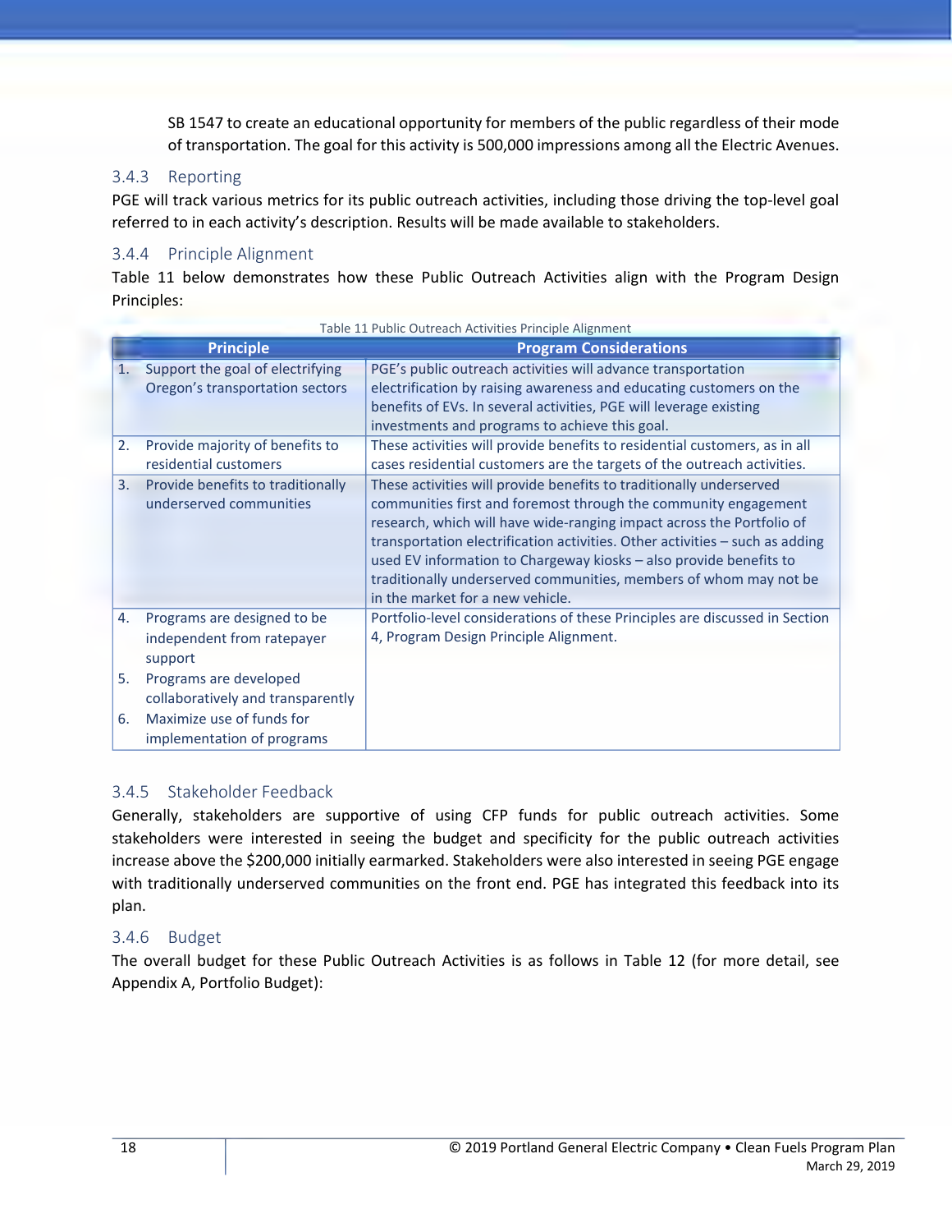SB 1547 to create an educational opportunity for members of the public regardless of their mode of transportation. The goal for this activity is 500,000 impressions among all the Electric Avenues.

### 3.4.3 Reporting

PGE will track various metrics for its public outreach activities, including those driving the top-level goal referred to in each activity's description. Results will be made available to stakeholders.

### 3.4.4 Principle Alignment

Table 11 below demonstrates how these Public Outreach Activities align with the Program Design Principles:

Table 11 Public Outreach Activities Principle Alignment

| Principle | Program Considerations |
|---|---|
| 1. Support the goal of electrifying Oregon's transportation sectors | PGE's public outreach activities will advance transportation electrification by raising awareness and educating customers on the benefits of EVs. In several activities, PGE will leverage existing investments and programs to achieve this goal. |
| 2. Provide majority of benefits to residential customers | These activities will provide benefits to residential customers, as in all cases residential customers are the targets of the outreach activities. |
| 3. Provide benefits to traditionally underserved communities | These activities will provide benefits to traditionally underserved communities first and foremost through the community engagement research, which will have wide-ranging impact across the Portfolio of transportation electrification activities. Other activities – such as adding used EV information to Chargeway kiosks – also provide benefits to traditionally underserved communities, members of whom may not be in the market for a new vehicle. |
| 4. Programs are designed to be independent from ratepayer support<br>5. Programs are developed collaboratively and transparently<br>6. Maximize use of funds for implementation of programs | Portfolio-level considerations of these Principles are discussed in Section 4, Program Design Principle Alignment. |

### 3.4.5 Stakeholder Feedback

Generally, stakeholders are supportive of using CFP funds for public outreach activities. Some stakeholders were interested in seeing the budget and specificity for the public outreach activities increase above the $200,000 initially earmarked. Stakeholders were also interested in seeing PGE engage with traditionally underserved communities on the front end. PGE has integrated this feedback into its plan.

### 3.4.6 Budget

The overall budget for these Public Outreach Activities is as follows in Table 12 (for more detail, see Appendix A, Portfolio Budget):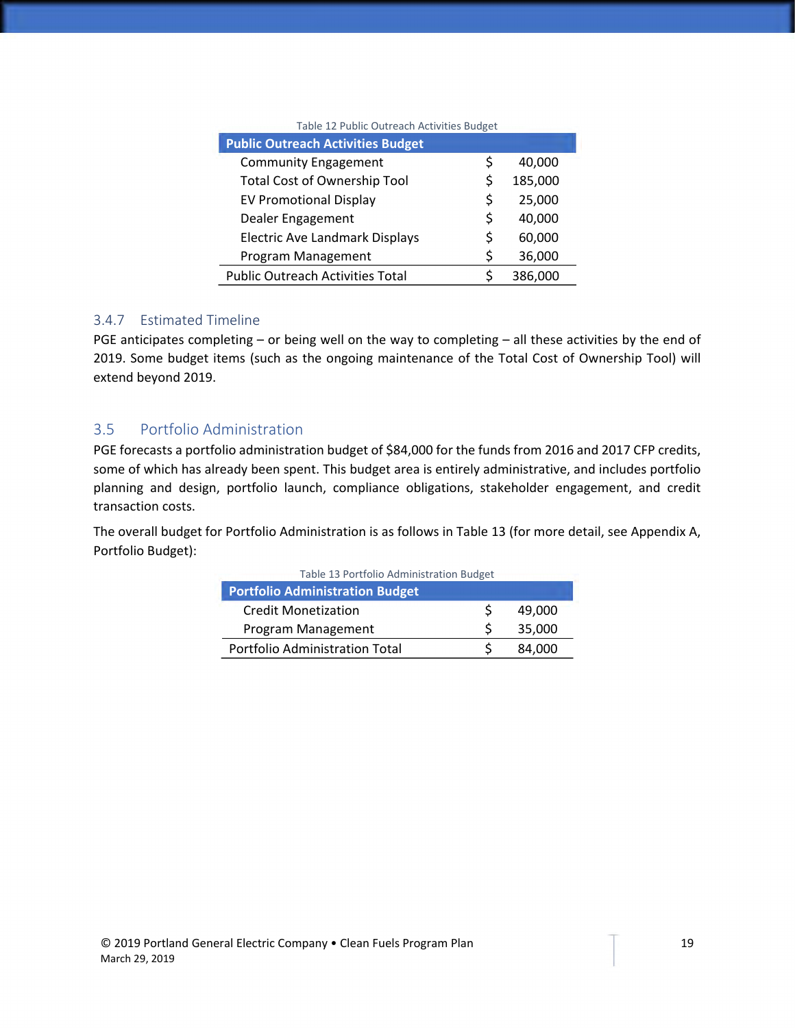Table 12 Public Outreach Activities Budget

| Public Outreach Activities Budget | |
|---|---|
| Community Engagement | $ 40,000 |
| Total Cost of Ownership Tool | $ 185,000 |
| EV Promotional Display | $ 25,000 |
| Dealer Engagement | $ 40,000 |
| Electric Ave Landmark Displays | $ 60,000 |
| Program Management | $ 36,000 |
| Public Outreach Activities Total | $ 386,000 |

### 3.4.7 Estimated Timeline

PGE anticipates completing – or being well on the way to completing – all these activities by the end of 2019. Some budget items (such as the ongoing maintenance of the Total Cost of Ownership Tool) will extend beyond 2019.

## 3.5 Portfolio Administration

PGE forecasts a portfolio administration budget of $84,000 for the funds from 2016 and 2017 CFP credits, some of which has already been spent. This budget area is entirely administrative, and includes portfolio planning and design, portfolio launch, compliance obligations, stakeholder engagement, and credit transaction costs.

The overall budget for Portfolio Administration is as follows in Table 13 (for more detail, see Appendix A, Portfolio Budget):

Table 13 Portfolio Administration Budget

| Portfolio Administration Budget | |
|---|---|
| Credit Monetization | $ 49,000 |
| Program Management | $ 35,000 |
| Portfolio Administration Total | $ 84,000 |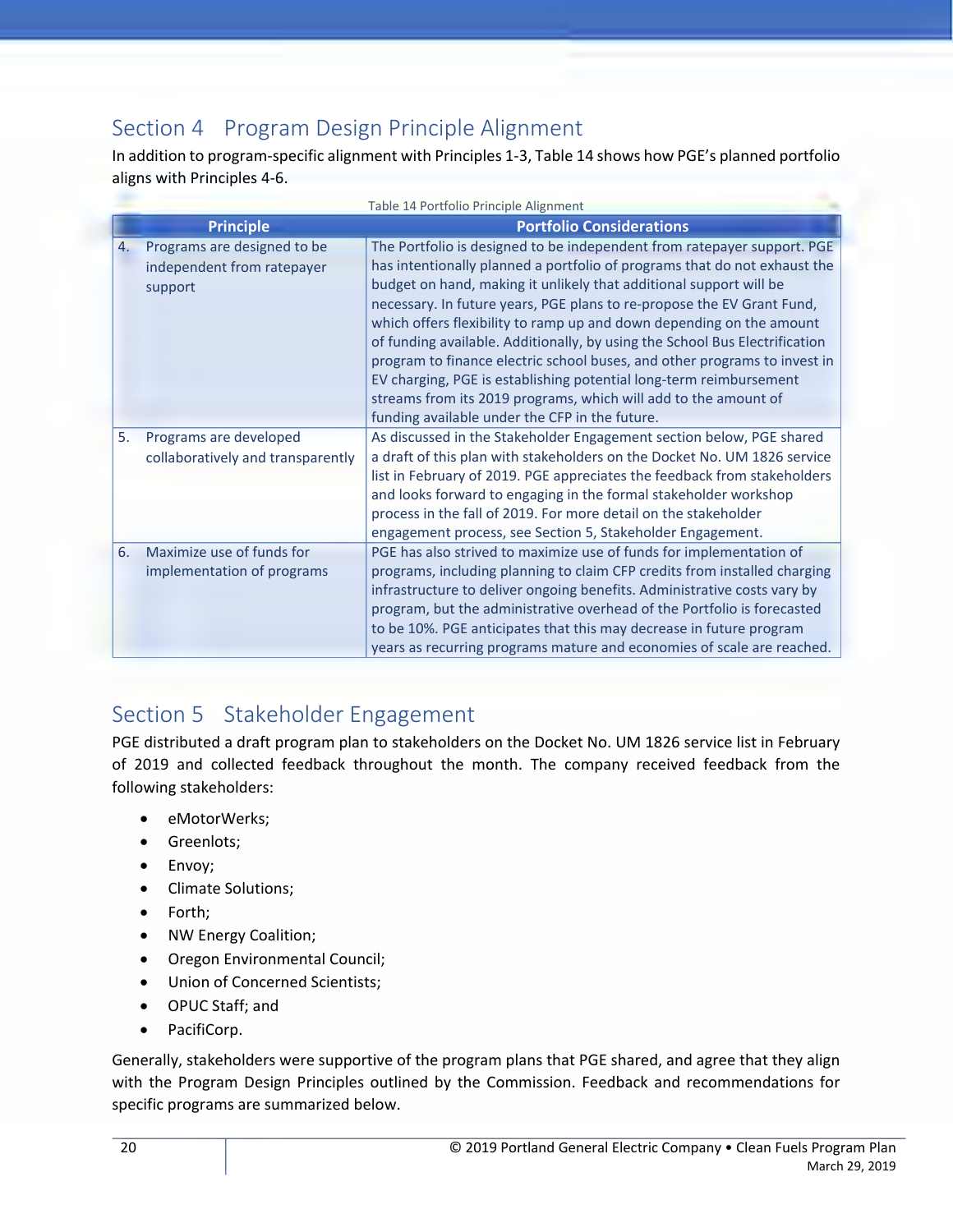## Section 4 Program Design Principle Alignment

In addition to program-specific alignment with Principles 1-3, Table 14 shows how PGE's planned portfolio aligns with Principles 4-6.

Table 14 Portfolio Principle Alignment

| Principle | Portfolio Considerations |
|---|---|
| 4. Programs are designed to be independent from ratepayer support | The Portfolio is designed to be independent from ratepayer support. PGE has intentionally planned a portfolio of programs that do not exhaust the budget on hand, making it unlikely that additional support will be necessary. In future years, PGE plans to re-propose the EV Grant Fund, which offers flexibility to ramp up and down depending on the amount of funding available. Additionally, by using the School Bus Electrification program to finance electric school buses, and other programs to invest in EV charging, PGE is establishing potential long-term reimbursement streams from its 2019 programs, which will add to the amount of funding available under the CFP in the future. |
| 5. Programs are developed collaboratively and transparently | As discussed in the Stakeholder Engagement section below, PGE shared a draft of this plan with stakeholders on the Docket No. UM 1826 service list in February of 2019. PGE appreciates the feedback from stakeholders and looks forward to engaging in the formal stakeholder workshop process in the fall of 2019. For more detail on the stakeholder engagement process, see Section 5, Stakeholder Engagement. |
| 6. Maximize use of funds for implementation of programs | PGE has also strived to maximize use of funds for implementation of programs, including planning to claim CFP credits from installed charging infrastructure to deliver ongoing benefits. Administrative costs vary by program, but the administrative overhead of the Portfolio is forecasted to be 10%. PGE anticipates that this may decrease in future program years as recurring programs mature and economies of scale are reached. |

## Section 5 Stakeholder Engagement

PGE distributed a draft program plan to stakeholders on the Docket No. UM 1826 service list in February of 2019 and collected feedback throughout the month. The company received feedback from the following stakeholders:

- eMotorWerks;
- Greenlots;
- Envoy;
- Climate Solutions;
- Forth;
- NW Energy Coalition;
- Oregon Environmental Council;
- Union of Concerned Scientists;
- OPUC Staff; and
- PacifiCorp.

Generally, stakeholders were supportive of the program plans that PGE shared, and agree that they align with the Program Design Principles outlined by the Commission. Feedback and recommendations for specific programs are summarized below.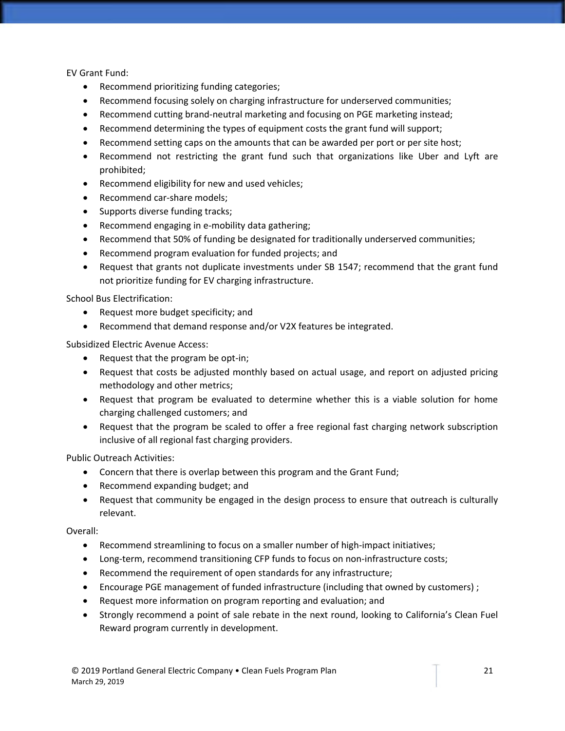EV Grant Fund:

- Recommend prioritizing funding categories;
- Recommend focusing solely on charging infrastructure for underserved communities;
- Recommend cutting brand-neutral marketing and focusing on PGE marketing instead;
- Recommend determining the types of equipment costs the grant fund will support;
- Recommend setting caps on the amounts that can be awarded per port or per site host;
- Recommend not restricting the grant fund such that organizations like Uber and Lyft are prohibited;
- Recommend eligibility for new and used vehicles;
- Recommend car-share models;
- Supports diverse funding tracks;
- Recommend engaging in e-mobility data gathering;
- Recommend that 50% of funding be designated for traditionally underserved communities;
- Recommend program evaluation for funded projects; and
- Request that grants not duplicate investments under SB 1547; recommend that the grant fund not prioritize funding for EV charging infrastructure.

School Bus Electrification:

- Request more budget specificity; and
- Recommend that demand response and/or V2X features be integrated.

Subsidized Electric Avenue Access:

- Request that the program be opt-in;
- Request that costs be adjusted monthly based on actual usage, and report on adjusted pricing methodology and other metrics;
- Request that program be evaluated to determine whether this is a viable solution for home charging challenged customers; and
- Request that the program be scaled to offer a free regional fast charging network subscription inclusive of all regional fast charging providers.

Public Outreach Activities:

- Concern that there is overlap between this program and the Grant Fund;
- Recommend expanding budget; and
- Request that community be engaged in the design process to ensure that outreach is culturally relevant.

Overall:

- Recommend streamlining to focus on a smaller number of high-impact initiatives;
- Long-term, recommend transitioning CFP funds to focus on non-infrastructure costs;
- Recommend the requirement of open standards for any infrastructure;
- Encourage PGE management of funded infrastructure (including that owned by customers) ;
- Request more information on program reporting and evaluation; and
- Strongly recommend a point of sale rebate in the next round, looking to California's Clean Fuel Reward program currently in development.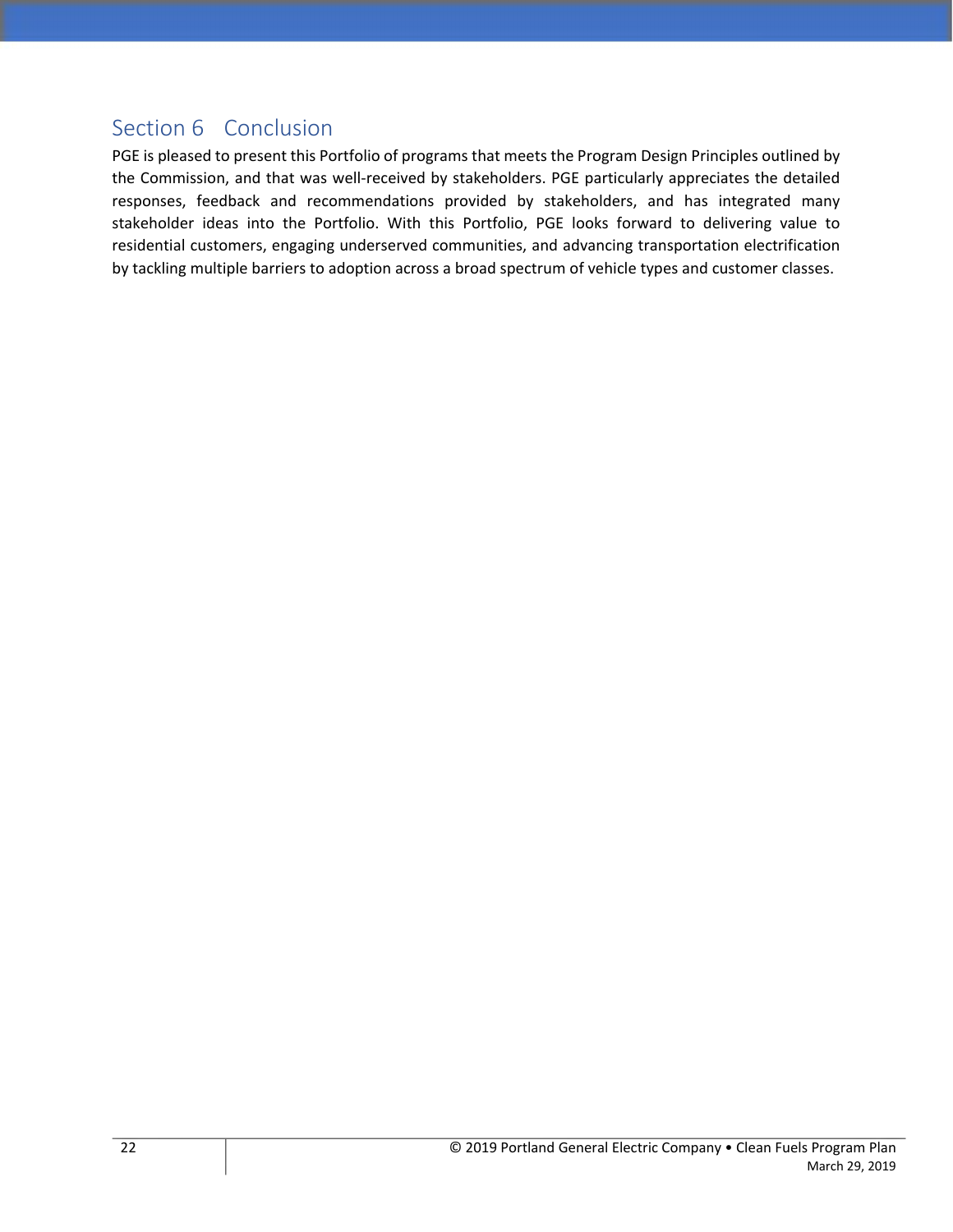# Section 6 Conclusion

PGE is pleased to present this Portfolio of programs that meets the Program Design Principles outlined by the Commission, and that was well-received by stakeholders. PGE particularly appreciates the detailed responses, feedback and recommendations provided by stakeholders, and has integrated many stakeholder ideas into the Portfolio. With this Portfolio, PGE looks forward to delivering value to residential customers, engaging underserved communities, and advancing transportation electrification by tackling multiple barriers to adoption across a broad spectrum of vehicle types and customer classes.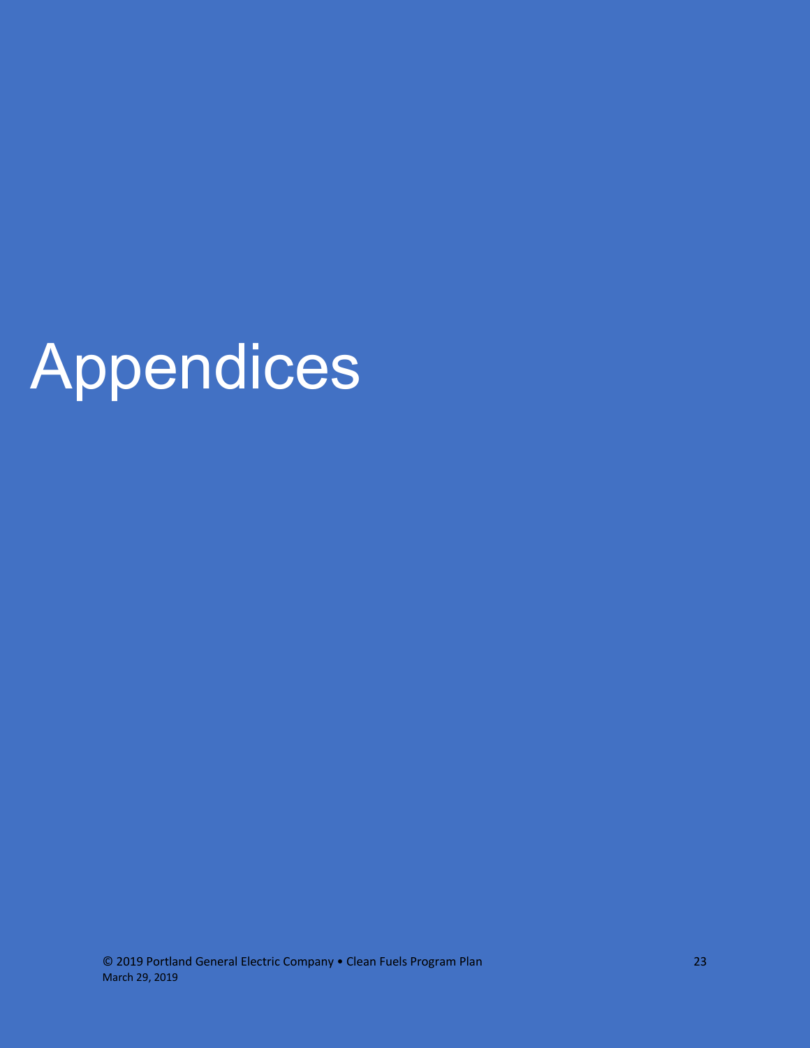# Appendices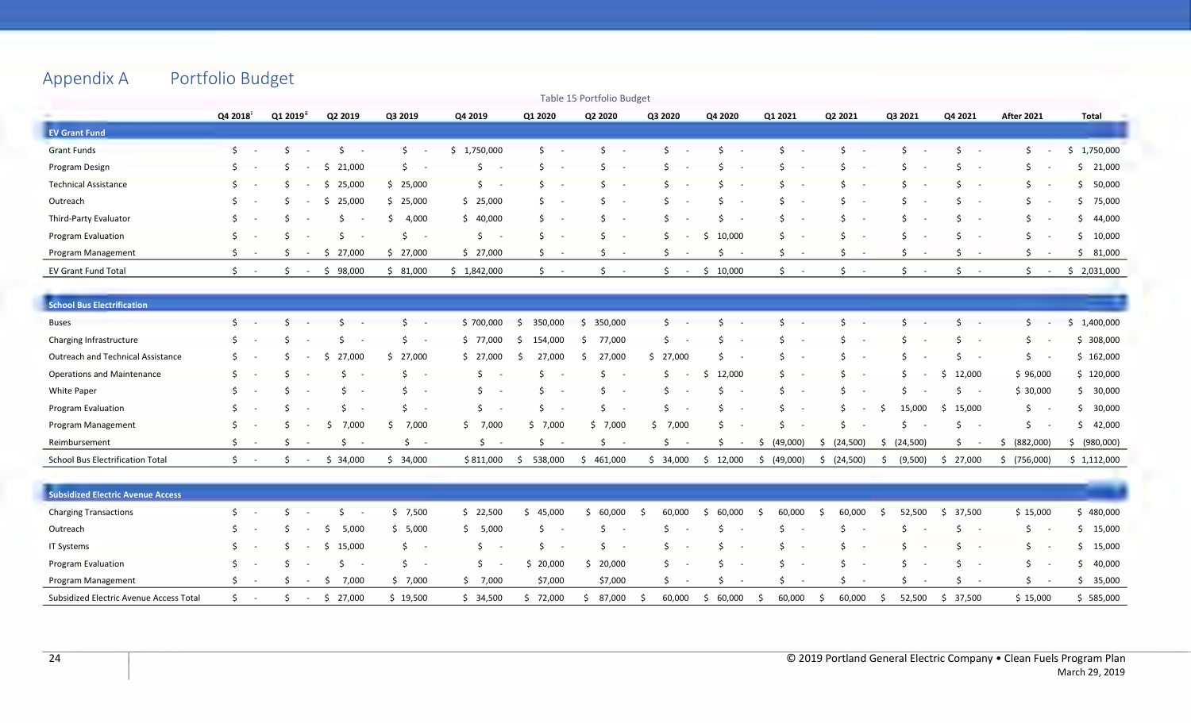## Appendix A Portfolio Budget

Table 15 Portfolio Budget

| | Q4 2018[i] | Q1 2019[ii] | Q2 2019 | Q3 2019 | Q4 2019 | Q1 2020 | Q2 2020 | Q3 2020 | Q4 2020 | Q1 2021 | Q2 2021 | Q3 2021 | Q4 2021 | After 2021 | Total |
|---|---|---|---|---|---|---|---|---|---|---|---|---|---|---|---|
| **EV Grant Fund** | | | | | | | | | | | | | | | |
| Grant Funds | $ - | $ - | $ - | $ - | $ 1,750,000 | $ - | $ - | $ - | $ - | $ - | $ - | $ - | $ - | $ - | $ 1,750,000 |
| Program Design | $ - | $ - | $ 21,000 | $ - | $ - | $ - | $ - | $ - | $ - | $ - | $ - | $ - | $ - | $ - | $ 21,000 |
| Technical Assistance | $ - | $ - | $ 25,000 | $ 25,000 | $ - | $ - | $ - | $ - | $ - | $ - | $ - | $ - | $ - | $ - | $ 50,000 |
| Outreach | $ - | $ - | $ 25,000 | $ 25,000 | $ 25,000 | $ - | $ - | $ - | $ - | $ - | $ - | $ - | $ - | $ - | $ 75,000 |
| Third-Party Evaluator | $ - | $ - | $ - | $ 4,000 | $ 40,000 | $ - | $ - | $ - | $ - | $ - | $ - | $ - | $ - | $ - | $ 44,000 |
| Program Evaluation | $ - | $ - | $ - | $ - | $ - | $ - | $ - | $ - | $ 10,000 | $ - | $ - | $ - | $ - | $ - | $ 10,000 |
| Program Management | $ - | $ - | $ 27,000 | $ 27,000 | $ 27,000 | $ - | $ - | $ - | $ - | $ - | $ - | $ - | $ - | $ - | $ 81,000 |
| EV Grant Fund Total | $ - | $ - | $ 98,000 | $ 81,000 | $ 1,842,000 | $ - | $ - | $ - | $ 10,000 | $ - | $ - | $ - | $ - | $ - | $ 2,031,000 |
| **School Bus Electrification** | | | | | | | | | | | | | | | |
| Buses | $ - | $ - | $ - | $ - | $ 700,000 | $ 350,000 | $ 350,000 | $ - | $ - | $ - | $ - | $ - | $ - | $ - | $ 1,400,000 |
| Charging Infrastructure | $ - | $ - | $ - | $ - | $ 77,000 | $ 154,000 | $ 77,000 | $ - | $ - | $ - | $ - | $ - | $ - | $ - | $ 308,000 |
| Outreach and Technical Assistance | $ - | $ - | $ 27,000 | $ 27,000 | $ 27,000 | $ 27,000 | $ 27,000 | $ 27,000 | $ - | $ - | $ - | $ - | $ - | $ - | $ 162,000 |
| Operations and Maintenance | $ - | $ - | $ - | $ - | $ - | $ - | $ - | $ - | $ 12,000 | $ - | $ - | $ - | $ 12,000 | $ 96,000 | $ 120,000 |
| White Paper | $ - | $ - | $ - | $ - | $ - | $ - | $ - | $ - | $ - | $ - | $ - | $ - | $ - | $ 30,000 | $ 30,000 |
| Program Evaluation | $ - | $ - | $ - | $ - | $ - | $ - | $ - | $ - | $ - | $ - | $ - | $ 15,000 | $ 15,000 | $ - | $ 30,000 |
| Program Management | $ - | $ - | $ 7,000 | $ 7,000 | $ 7,000 | $ 7,000 | $ 7,000 | $ 7,000 | $ - | $ - | $ - | $ - | $ - | $ - | $ 42,000 |
| Reimbursement | $ - | $ - | $ - | $ - | $ - | $ - | $ - | $ - | $ - | $ (49,000) | $ (24,500) | $ (24,500) | $ - | $ (882,000) | $ (980,000) |
| School Bus Electrification Total | $ - | $ - | $ 34,000 | $ 34,000 | $ 811,000 | $ 538,000 | $ 461,000 | $ 34,000 | $ 12,000 | $ (49,000) | $ (24,500) | $ (9,500) | $ 27,000 | $ (756,000) | $ 1,112,000 |
| **Subsidized Electric Avenue Access** | | | | | | | | | | | | | | | |
| Charging Transactions | $ - | $ - | $ - | $ 7,500 | $ 22,500 | $ 45,000 | $ 60,000 | $ 60,000 | $ 60,000 | $ 60,000 | $ 60,000 | $ 52,500 | $ 37,500 | $ 15,000 | $ 480,000 |
| Outreach | $ - | $ - | $ 5,000 | $ 5,000 | $ 5,000 | $ - | $ - | $ - | $ - | $ - | $ - | $ - | $ - | $ - | $ 15,000 |
| IT Systems | $ - | $ - | $ 15,000 | $ - | $ - | $ - | $ - | $ - | $ - | $ - | $ - | $ - | $ - | $ - | $ 15,000 |
| Program Evaluation | $ - | $ - | $ - | $ - | $ - | $ 20,000 | $ 20,000 | $ - | $ - | $ - | $ - | $ - | $ - | $ - | $ 40,000 |
| Program Management | $ - | $ - | $ 7,000 | $ 7,000 | $ 7,000 | $7,000 | $7,000 | $ - | $ - | $ - | $ - | $ - | $ - | $ - | $ 35,000 |
| Subsidized Electric Avenue Access Total | $ - | $ - | $ 27,000 | $ 19,500 | $ 34,500 | $ 72,000 | $ 87,000 | $ 60,000 | $ 60,000 | $ 60,000 | $ 60,000 | $ 52,500 | $ 37,500 | $ 15,000 | $ 585,000 |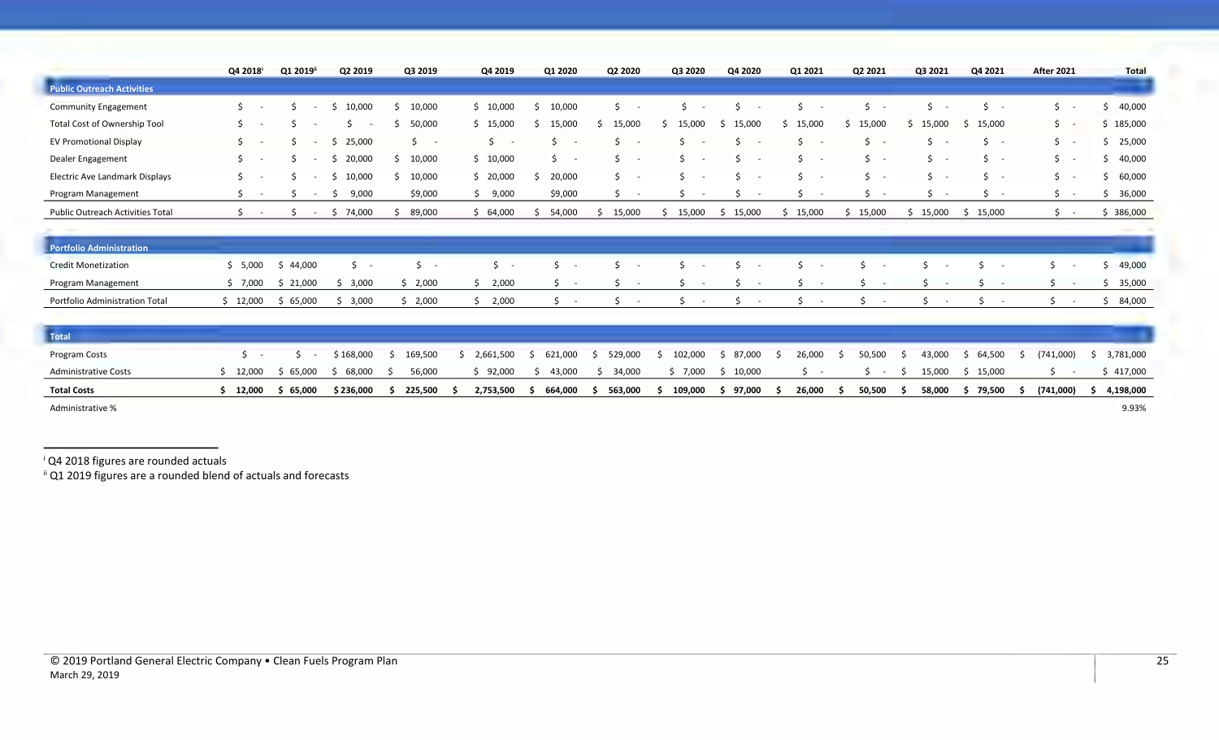| | Q4 2018[i] | Q1 2019[ii] | Q2 2019 | Q3 2019 | Q4 2019 | Q1 2020 | Q2 2020 | Q3 2020 | Q4 2020 | Q1 2021 | Q2 2021 | Q3 2021 | Q4 2021 | After 2021 | Total |
|---|---|---|---|---|---|---|---|---|---|---|---|---|---|---|---|
| **Public Outreach Activities** | | | | | | | | | | | | | | | |
| Community Engagement | $ - | $ - | $ 10,000 | $ 10,000 | $ 10,000 | $ 10,000 | $ - | $ - | $ - | $ - | $ - | $ - | $ - | $ - | $ 40,000 |
| Total Cost of Ownership Tool | $ - | $ - | $ - | $ 50,000 | $ 15,000 | $ 15,000 | $ 15,000 | $ 15,000 | $ 15,000 | $ 15,000 | $ 15,000 | $ 15,000 | $ 15,000 | $ - | $ 185,000 |
| EV Promotional Display | $ - | $ - | $ 25,000 | $ - | $ - | $ - | $ - | $ - | $ - | $ - | $ - | $ - | $ - | $ - | $ 25,000 |
| Dealer Engagement | $ - | $ - | $ 20,000 | $ 10,000 | $ 10,000 | $ - | $ - | $ - | $ - | $ - | $ - | $ - | $ - | $ - | $ 40,000 |
| Electric Ave Landmark Displays | $ - | $ - | $ 10,000 | $ 10,000 | $ 20,000 | $ 20,000 | $ - | $ - | $ - | $ - | $ - | $ - | $ - | $ - | $ 60,000 |
| Program Management | $ - | $ - | $ 9,000 | $9,000 | $ 9,000 | $9,000 | $ - | $ - | $ - | $ - | $ - | $ - | $ - | $ - | $ 36,000 |
| Public Outreach Activities Total | $ - | $ - | $ 74,000 | $ 89,000 | $ 64,000 | $ 54,000 | $ 15,000 | $ 15,000 | $ 15,000 | $ 15,000 | $ 15,000 | $ 15,000 | $ 15,000 | $ - | $ 386,000 |
| **Portfolio Administration** | | | | | | | | | | | | | | | |
| Credit Monetization | $ 5,000 | $ 44,000 | $ - | $ - | $ - | $ - | $ - | $ - | $ - | $ - | $ - | $ - | $ - | $ - | $ 49,000 |
| Program Management | $ 7,000 | $ 21,000 | $ 3,000 | $ 2,000 | $ 2,000 | $ - | $ - | $ - | $ - | $ - | $ - | $ - | $ - | $ - | $ 35,000 |
| Portfolio Administration Total | $ 12,000 | $ 65,000 | $ 3,000 | $ 2,000 | $ 2,000 | $ - | $ - | $ - | $ - | $ - | $ - | $ - | $ - | $ - | $ 84,000 |
| **Total** | | | | | | | | | | | | | | | |
| Program Costs | $ - | $ - | $ 168,000 | $ 169,500 | $ 2,661,500 | $ 621,000 | $ 529,000 | $ 102,000 | $ 87,000 | $ 26,000 | $ 50,500 | $ 43,000 | $ 64,500 | $ (741,000) | $ 3,781,000 |
| Administrative Costs | $ 12,000 | $ 65,000 | $ 68,000 | $ 56,000 | $ 92,000 | $ 43,000 | $ 34,000 | $ 7,000 | $ 10,000 | $ - | $ - | $ 15,000 | $ 15,000 | $ - | $ 417,000 |
| **Total Costs** | **$ 12,000** | **$ 65,000** | **$ 236,000** | **$ 225,500** | **$ 2,753,500** | **$ 664,000** | **$ 563,000** | **$ 109,000** | **$ 97,000** | **$ 26,000** | **$ 50,500** | **$ 58,000** | **$ 79,500** | **$ (741,000)** | **$ 4,198,000** |
| Administrative % | | | | | | | | | | | | | | | 9.93% |

[i] Q4 2018 figures are rounded actuals

[ii] Q1 2019 figures are a rounded blend of actuals and forecasts